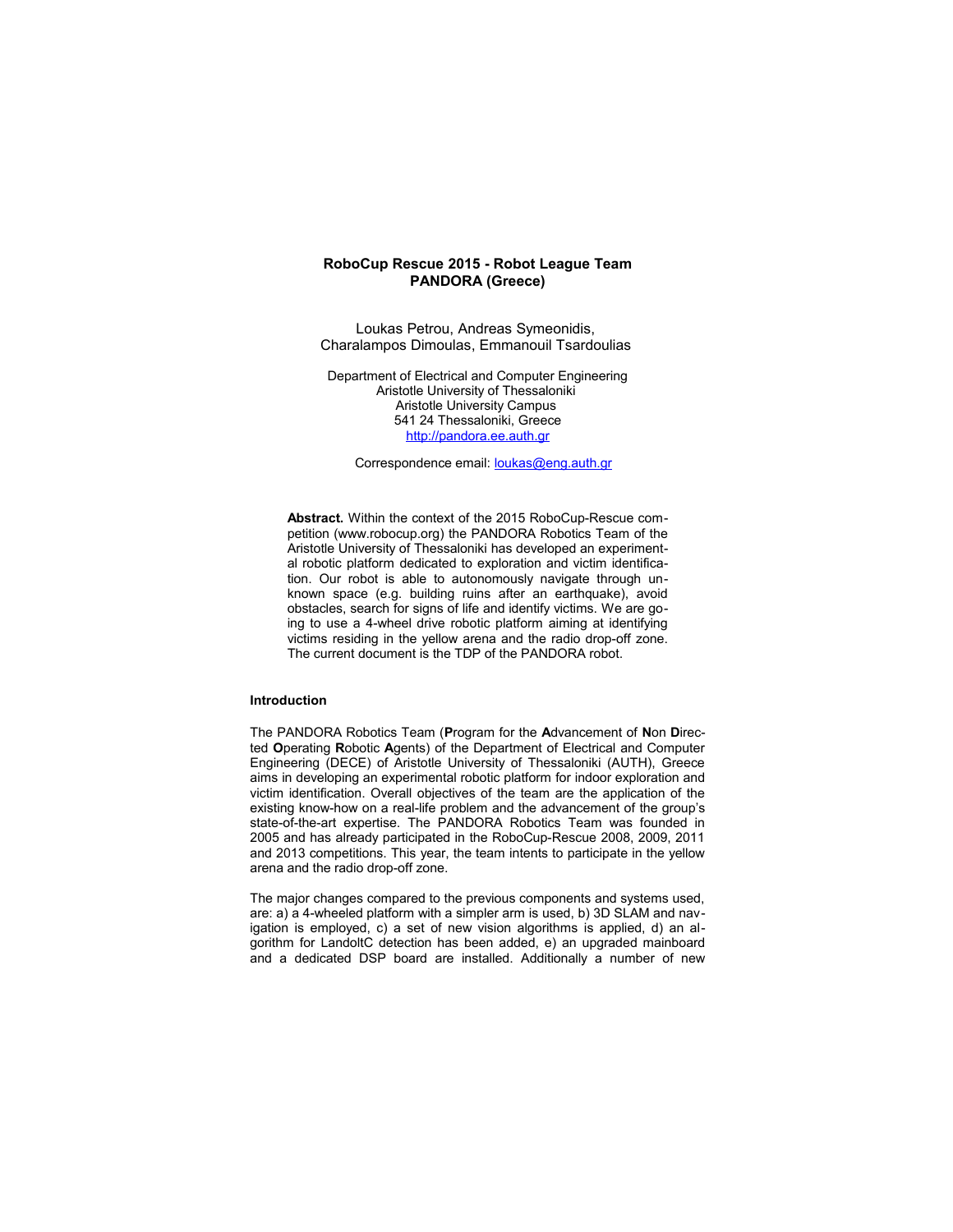# RoboCup Rescue 2015 - Robot League Team PANDORA (Greece)

Loukas Petrou, Andreas Symeonidis, Charalampos Dimoulas, Emmanouil Tsardoulias

Department of Electrical and Computer Engineering
Aristotle University of Thessaloniki
Aristotle University Campus
541 24 Thessaloniki, Greece
http://pandora.ee.auth.gr

Correspondence email: loukas@eng.auth.gr

**Abstract.** Within the context of the 2015 RoboCup-Rescue competition (www.robocup.org) the PANDORA Robotics Team of the Aristotle University of Thessaloniki has developed an experimental robotic platform dedicated to exploration and victim identification. Our robot is able to autonomously navigate through unknown space (e.g. building ruins after an earthquake), avoid obstacles, search for signs of life and identify victims. We are going to use a 4-wheel drive robotic platform aiming at identifying victims residing in the yellow arena and the radio drop-off zone. The current document is the TDP of the PANDORA robot.

## Introduction

The PANDORA Robotics Team (**P**rogram for the **A**dvancement of **N**on **D**irected **O**perating **R**obotic **A**gents) of the Department of Electrical and Computer Engineering (DECE) of Aristotle University of Thessaloniki (AUTH), Greece aims in developing an experimental robotic platform for indoor exploration and victim identification. Overall objectives of the team are the application of the existing know-how on a real-life problem and the advancement of the group's state-of-the-art expertise. The PANDORA Robotics Team was founded in 2005 and has already participated in the RoboCup-Rescue 2008, 2009, 2011 and 2013 competitions. This year, the team intents to participate in the yellow arena and the radio drop-off zone.

The major changes compared to the previous components and systems used, are: a) a 4-wheeled platform with a simpler arm is used, b) 3D SLAM and navigation is employed, c) a set of new vision algorithms is applied, d) an algorithm for LandoltC detection has been added, e) an upgraded mainboard and a dedicated DSP board are installed. Additionally a number of new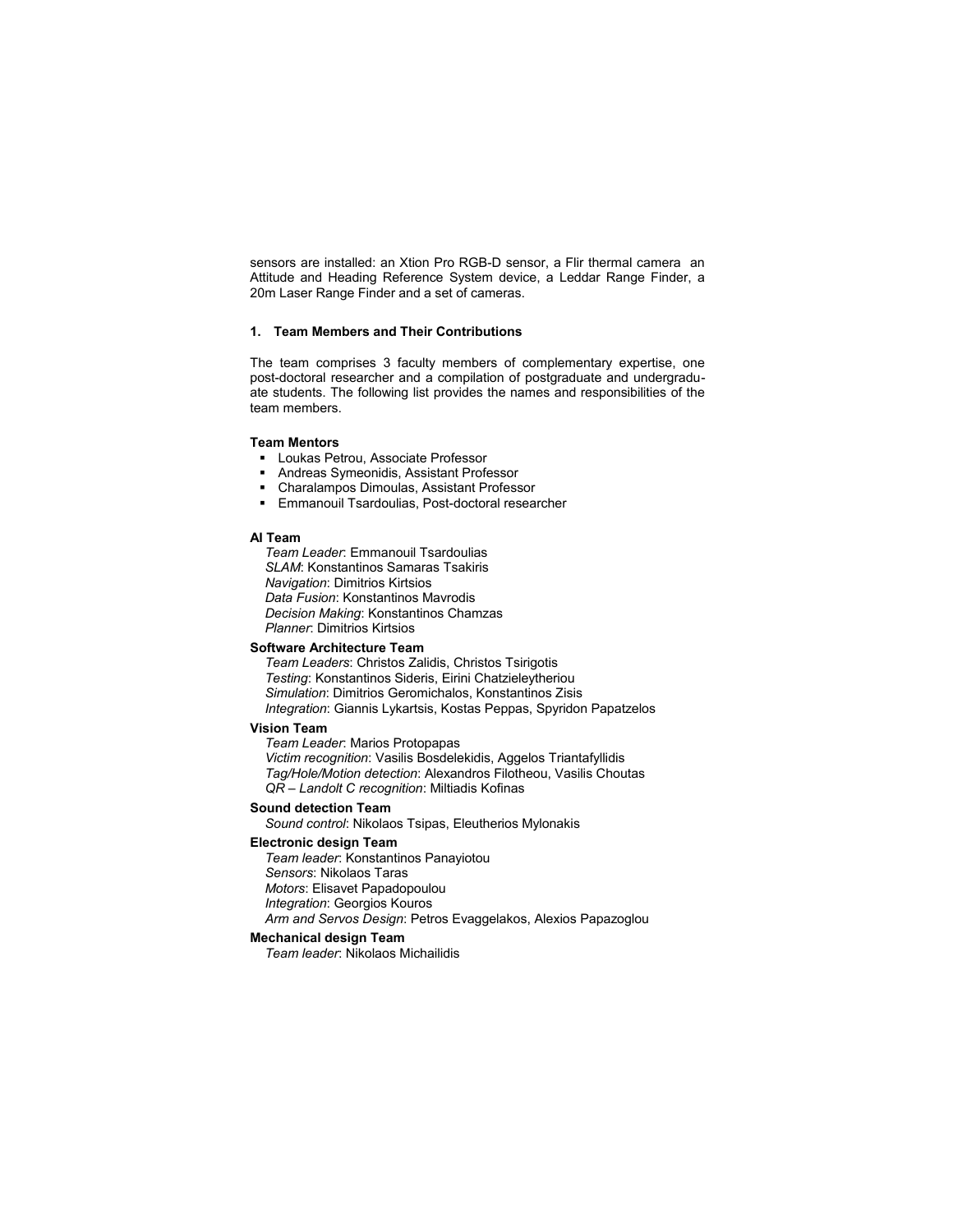sensors are installed: an Xtion Pro RGB-D sensor, a Flir thermal camera an Attitude and Heading Reference System device, a Leddar Range Finder, a 20m Laser Range Finder and a set of cameras.

## 1. Team Members and Their Contributions

The team comprises 3 faculty members of complementary expertise, one post-doctoral researcher and a compilation of postgraduate and undergraduate students. The following list provides the names and responsibilities of the team members.

**Team Mentors**

- Loukas Petrou, Associate Professor
- Andreas Symeonidis, Assistant Professor
- Charalampos Dimoulas, Assistant Professor
- Emmanouil Tsardoulias, Post-doctoral researcher

**AI Team**

*Team Leader*: Emmanouil Tsardoulias
*SLAM*: Konstantinos Samaras Tsakiris
*Navigation*: Dimitrios Kirtsios
*Data Fusion*: Konstantinos Mavrodis
*Decision Making*: Konstantinos Chamzas
*Planner*: Dimitrios Kirtsios

**Software Architecture Team**

*Team Leaders*: Christos Zalidis, Christos Tsirigotis
*Testing*: Konstantinos Sideris, Eirini Chatzieleytheriou
*Simulation*: Dimitrios Geromichalos, Konstantinos Zisis
*Integration*: Giannis Lykartsis, Kostas Peppas, Spyridon Papatzelos

**Vision Team**

*Team Leader*: Marios Protopapas
*Victim recognition*: Vasilis Bosdelekidis, Aggelos Triantafyllidis
*Tag/Hole/Motion detection*: Alexandros Filotheou, Vasilis Choutas
*QR – Landolt C recognition*: Miltiadis Kofinas

**Sound detection Team**

*Sound control*: Nikolaos Tsipas, Eleutherios Mylonakis

**Electronic design Team**

*Team leader*: Konstantinos Panayiotou
*Sensors*: Nikolaos Taras
*Motors*: Elisavet Papadopoulou
*Integration*: Georgios Kouros
*Arm and Servos Design*: Petros Evaggelakos, Alexios Papazoglou

**Mechanical design Team**

*Team leader*: Nikolaos Michailidis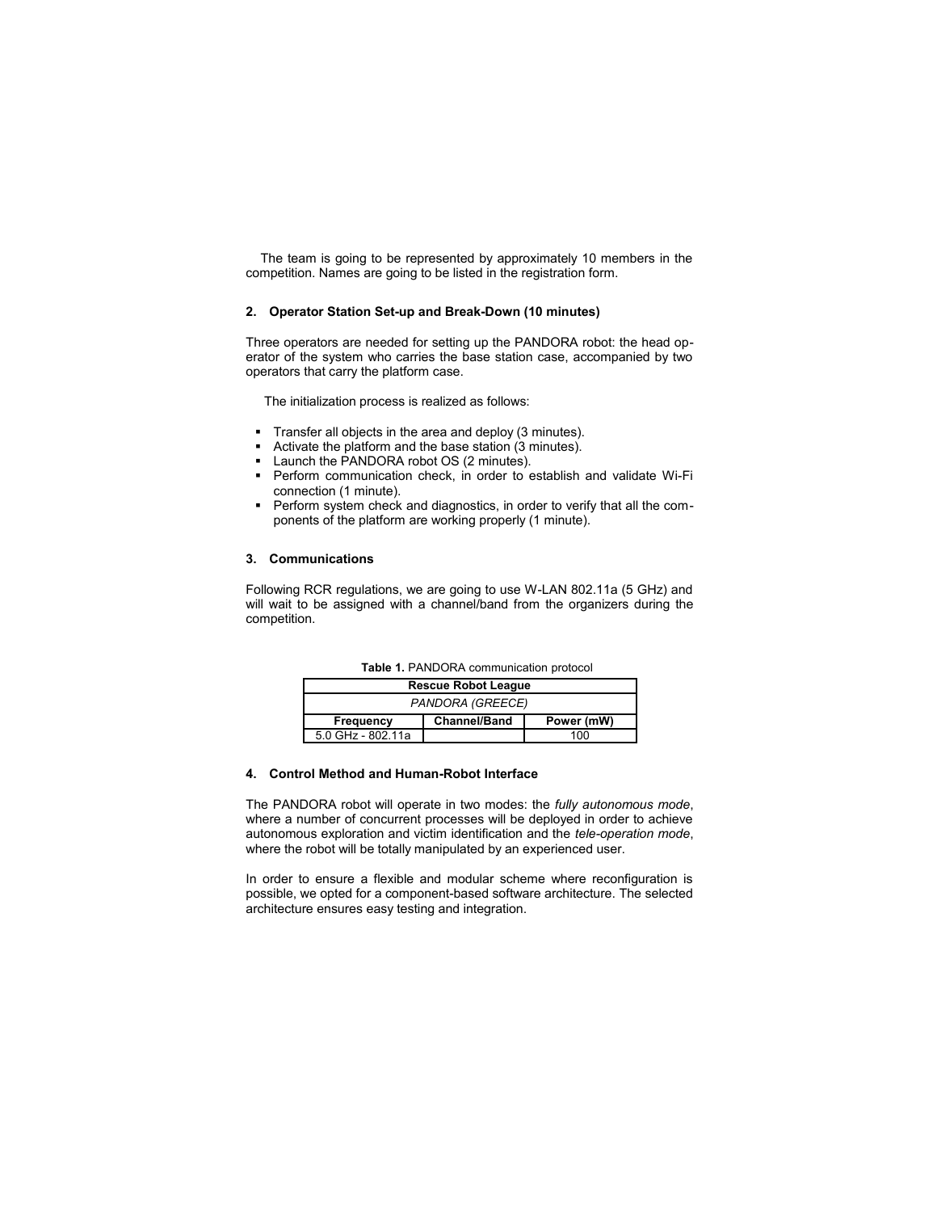The team is going to be represented by approximately 10 members in the competition. Names are going to be listed in the registration form.

## 2. Operator Station Set-up and Break-Down (10 minutes)

Three operators are needed for setting up the PANDORA robot: the head operator of the system who carries the base station case, accompanied by two operators that carry the platform case.

The initialization process is realized as follows:

- Transfer all objects in the area and deploy (3 minutes).
- Activate the platform and the base station (3 minutes).
- Launch the PANDORA robot OS (2 minutes).
- Perform communication check, in order to establish and validate Wi-Fi connection (1 minute).
- Perform system check and diagnostics, in order to verify that all the components of the platform are working properly (1 minute).

## 3. Communications

Following RCR regulations, we are going to use W-LAN 802.11a (5 GHz) and will wait to be assigned with a channel/band from the organizers during the competition.

**Table 1.** PANDORA communication protocol

| Rescue Robot League | | |
|---|---|---|
| *PANDORA (GREECE)* | | |
| **Frequency** | **Channel/Band** | **Power (mW)** |
| 5.0 GHz - 802.11a | | 100 |

## 4. Control Method and Human-Robot Interface

The PANDORA robot will operate in two modes: the *fully autonomous mode*, where a number of concurrent processes will be deployed in order to achieve autonomous exploration and victim identification and the *tele-operation mode*, where the robot will be totally manipulated by an experienced user.

In order to ensure a flexible and modular scheme where reconfiguration is possible, we opted for a component-based software architecture. The selected architecture ensures easy testing and integration.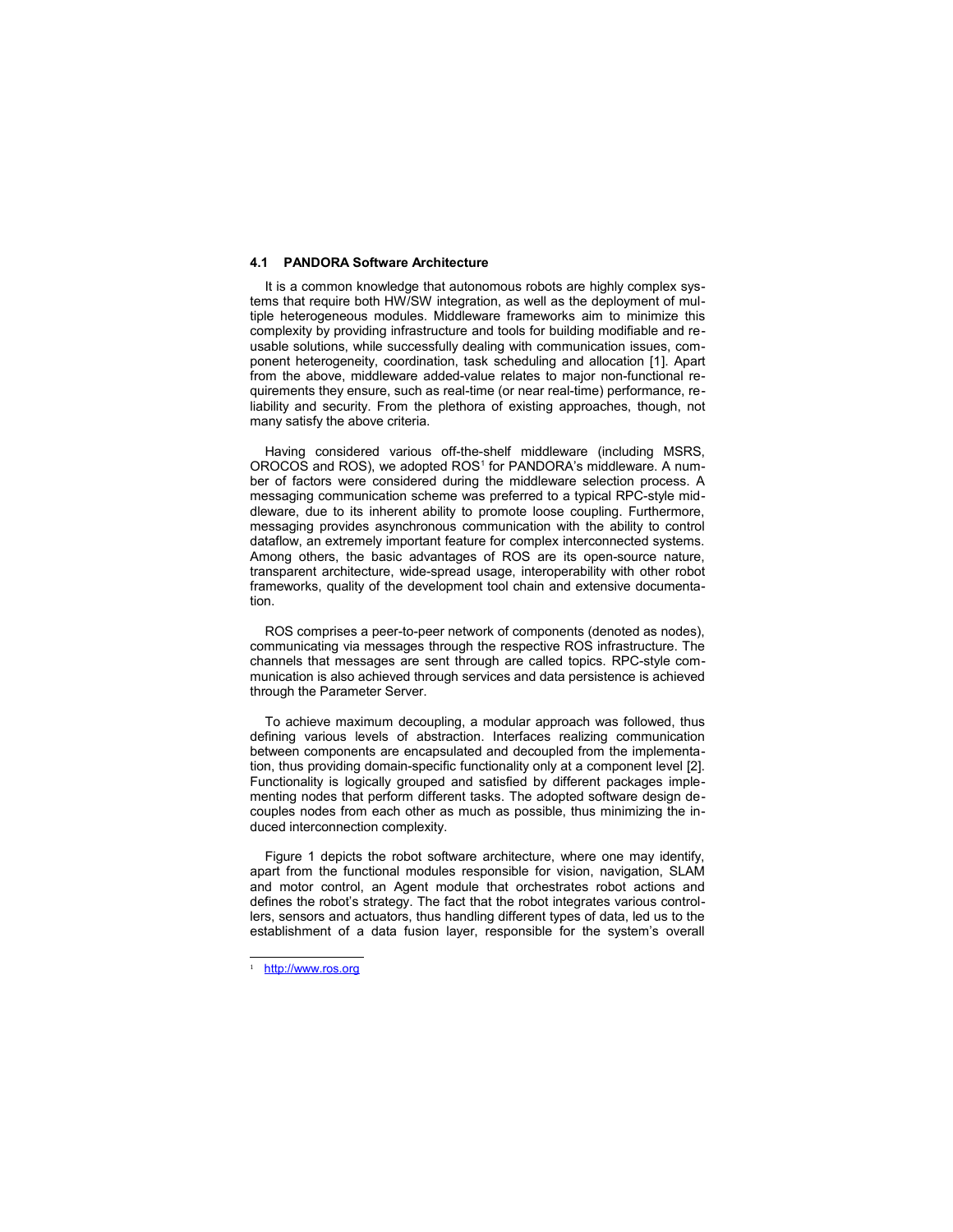### 4.1 PANDORA Software Architecture

It is a common knowledge that autonomous robots are highly complex systems that require both HW/SW integration, as well as the deployment of multiple heterogeneous modules. Middleware frameworks aim to minimize this complexity by providing infrastructure and tools for building modifiable and reusable solutions, while successfully dealing with communication issues, component heterogeneity, coordination, task scheduling and allocation [1]. Apart from the above, middleware added-value relates to major non-functional requirements they ensure, such as real-time (or near real-time) performance, reliability and security. From the plethora of existing approaches, though, not many satisfy the above criteria.

Having considered various off-the-shelf middleware (including MSRS, OROCOS and ROS), we adopted ROS[1] for PANDORA's middleware. A number of factors were considered during the middleware selection process. A messaging communication scheme was preferred to a typical RPC-style middleware, due to its inherent ability to promote loose coupling. Furthermore, messaging provides asynchronous communication with the ability to control dataflow, an extremely important feature for complex interconnected systems. Among others, the basic advantages of ROS are its open-source nature, transparent architecture, wide-spread usage, interoperability with other robot frameworks, quality of the development tool chain and extensive documentation.

ROS comprises a peer-to-peer network of components (denoted as nodes), communicating via messages through the respective ROS infrastructure. The channels that messages are sent through are called topics. RPC-style communication is also achieved through services and data persistence is achieved through the Parameter Server.

To achieve maximum decoupling, a modular approach was followed, thus defining various levels of abstraction. Interfaces realizing communication between components are encapsulated and decoupled from the implementation, thus providing domain-specific functionality only at a component level [2]. Functionality is logically grouped and satisfied by different packages implementing nodes that perform different tasks. The adopted software design decouples nodes from each other as much as possible, thus minimizing the induced interconnection complexity.

Figure 1 depicts the robot software architecture, where one may identify, apart from the functional modules responsible for vision, navigation, SLAM and motor control, an Agent module that orchestrates robot actions and defines the robot's strategy. The fact that the robot integrates various controllers, sensors and actuators, thus handling different types of data, led us to the establishment of a data fusion layer, responsible for the system's overall

---

[1] http://www.ros.org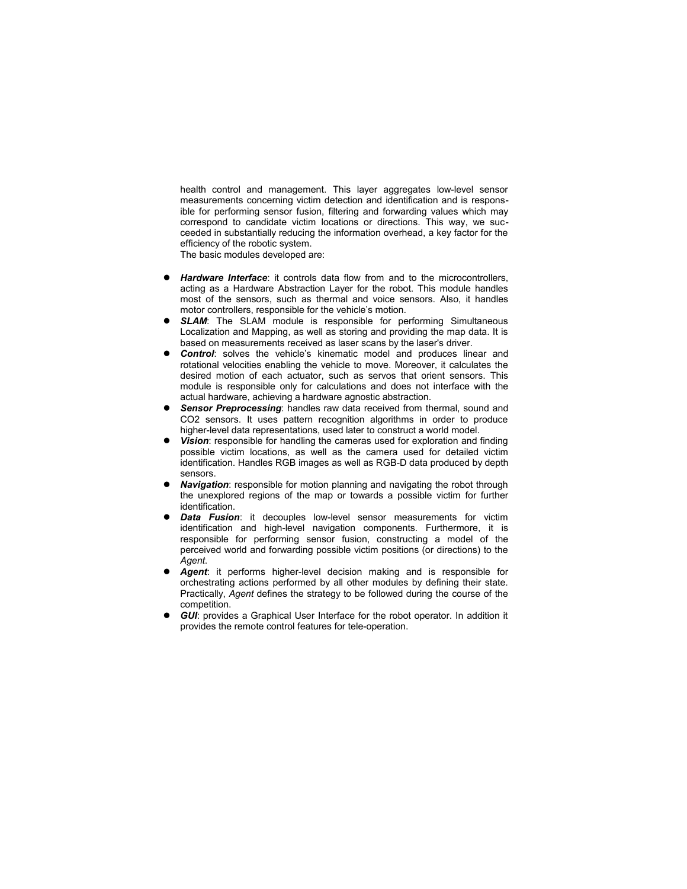health control and management. This layer aggregates low-level sensor measurements concerning victim detection and identification and is responsible for performing sensor fusion, filtering and forwarding values which may correspond to candidate victim locations or directions. This way, we succeeded in substantially reducing the information overhead, a key factor for the efficiency of the robotic system.

The basic modules developed are:

- ***Hardware Interface***: it controls data flow from and to the microcontrollers, acting as a Hardware Abstraction Layer for the robot. This module handles most of the sensors, such as thermal and voice sensors. Also, it handles motor controllers, responsible for the vehicle's motion.
- ***SLAM***: The SLAM module is responsible for performing Simultaneous Localization and Mapping, as well as storing and providing the map data. It is based on measurements received as laser scans by the laser's driver.
- ***Control***: solves the vehicle's kinematic model and produces linear and rotational velocities enabling the vehicle to move. Moreover, it calculates the desired motion of each actuator, such as servos that orient sensors. This module is responsible only for calculations and does not interface with the actual hardware, achieving a hardware agnostic abstraction.
- ***Sensor Preprocessing***: handles raw data received from thermal, sound and $CO_2$ sensors. It uses pattern recognition algorithms in order to produce higher-level data representations, used later to construct a world model.
- ***Vision***: responsible for handling the cameras used for exploration and finding possible victim locations, as well as the camera used for detailed victim identification. Handles RGB images as well as RGB-D data produced by depth sensors.
- ***Navigation***: responsible for motion planning and navigating the robot through the unexplored regions of the map or towards a possible victim for further identification.
- ***Data Fusion***: it decouples low-level sensor measurements for victim identification and high-level navigation components. Furthermore, it is responsible for performing sensor fusion, constructing a model of the perceived world and forwarding possible victim positions (or directions) to the *Agent*.
- ***Agent***: it performs higher-level decision making and is responsible for orchestrating actions performed by all other modules by defining their state. Practically, *Agent* defines the strategy to be followed during the course of the competition.
- ***GUI***: provides a Graphical User Interface for the robot operator. In addition it provides the remote control features for tele-operation.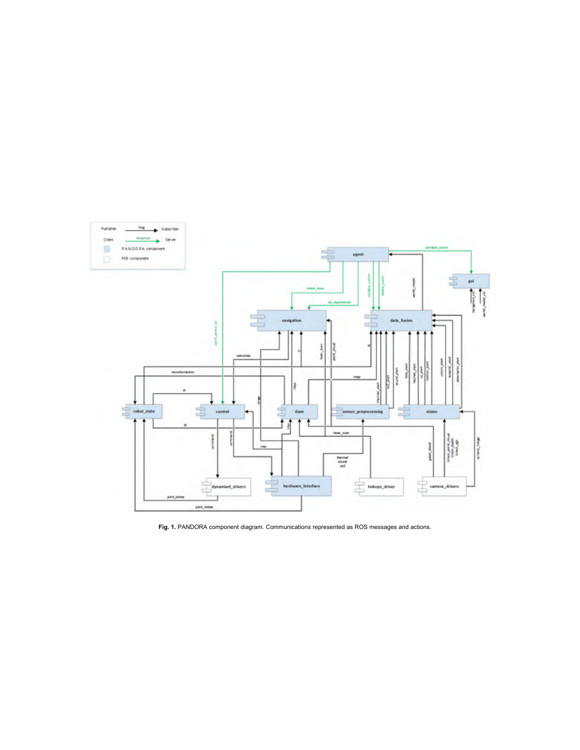Fig. 1. PANDORA component diagram. Communications represented as ROS messages and actions.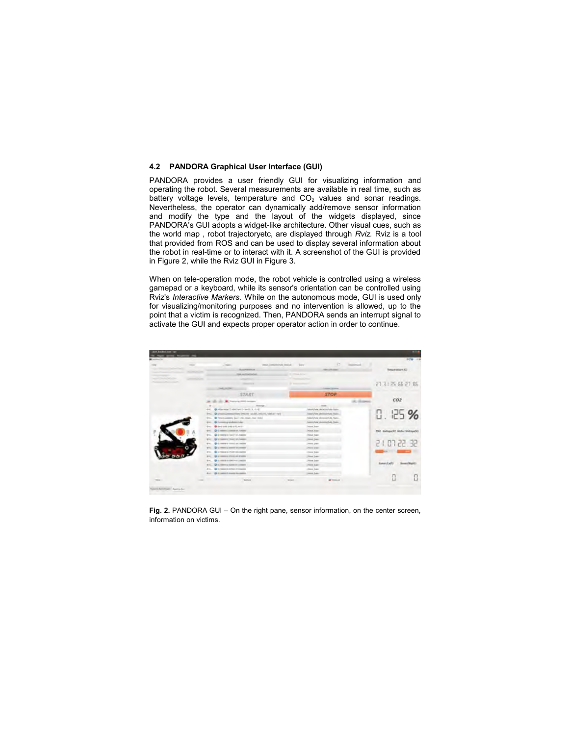### 4.2 PANDORA Graphical User Interface (GUI)

PANDORA provides a user friendly GUI for visualizing information and operating the robot. Several measurements are available in real time, such as battery voltage levels, temperature and $CO_2$ values and sonar readings. Nevertheless, the operator can dynamically add/remove sensor information and modify the type and the layout of the widgets displayed, since PANDORA's GUI adopts a widget-like architecture. Other visual cues, such as the world map , robot trajectoryetc, are displayed through *Rviz.* Rviz is a tool that provided from ROS and can be used to display several information about the robot in real-time or to interact with it. A screenshot of the GUI is provided in Figure 2, while the Rviz GUI in Figure 3.

When on tele-operation mode, the robot vehicle is controlled using a wireless gamepad or a keyboard, while its sensor's orientation can be controlled using Rviz's *Interactive Markers.* While on the autonomous mode, GUI is used only for visualizing/monitoring purposes and no intervention is allowed, up to the point that a victim is recognized. Then, PANDORA sends an interrupt signal to activate the GUI and expects proper operator action in order to continue.

**Fig. 2.** PANDORA GUI – On the right pane, sensor information, on the center screen, information on victims.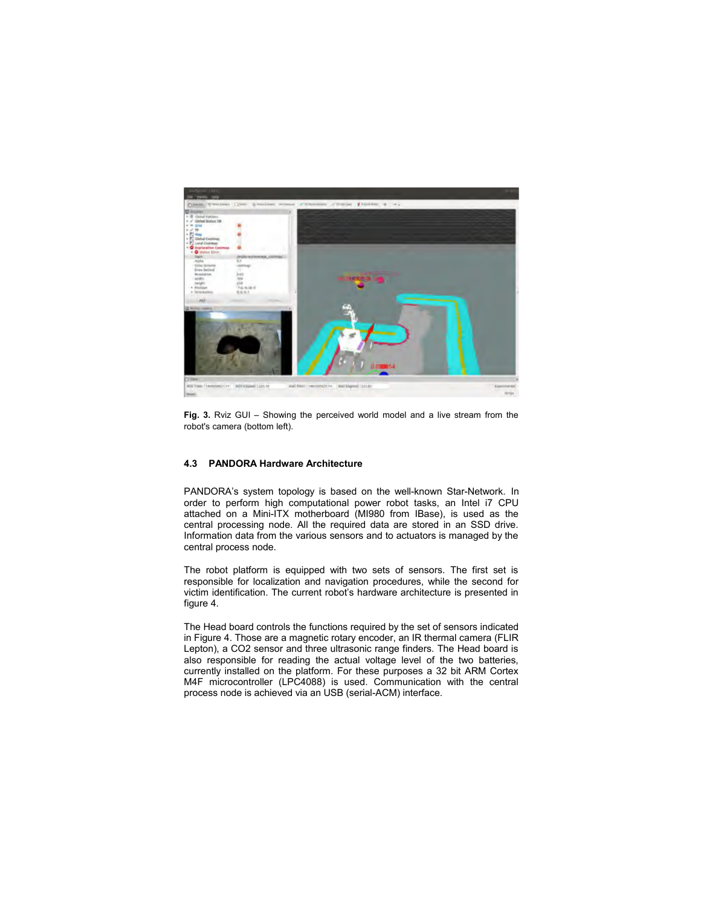**Fig. 3.** Rviz GUI – Showing the perceived world model and a live stream from the robot's camera (bottom left).

### 4.3 PANDORA Hardware Architecture

PANDORA's system topology is based on the well-known Star-Network. In order to perform high computational power robot tasks, an Intel i7 CPU attached on a Mini-ITX motherboard (MI980 from IBase), is used as the central processing node. All the required data are stored in an SSD drive. Information data from the various sensors and to actuators is managed by the central process node.

The robot platform is equipped with two sets of sensors. The first set is responsible for localization and navigation procedures, while the second for victim identification. The current robot's hardware architecture is presented in figure 4.

The Head board controls the functions required by the set of sensors indicated in Figure 4. Those are a magnetic rotary encoder, an IR thermal camera (FLIR Lepton), a CO2 sensor and three ultrasonic range finders. The Head board is also responsible for reading the actual voltage level of the two batteries, currently installed on the platform. For these purposes a 32 bit ARM Cortex M4F microcontroller (LPC4088) is used. Communication with the central process node is achieved via an USB (serial-ACM) interface.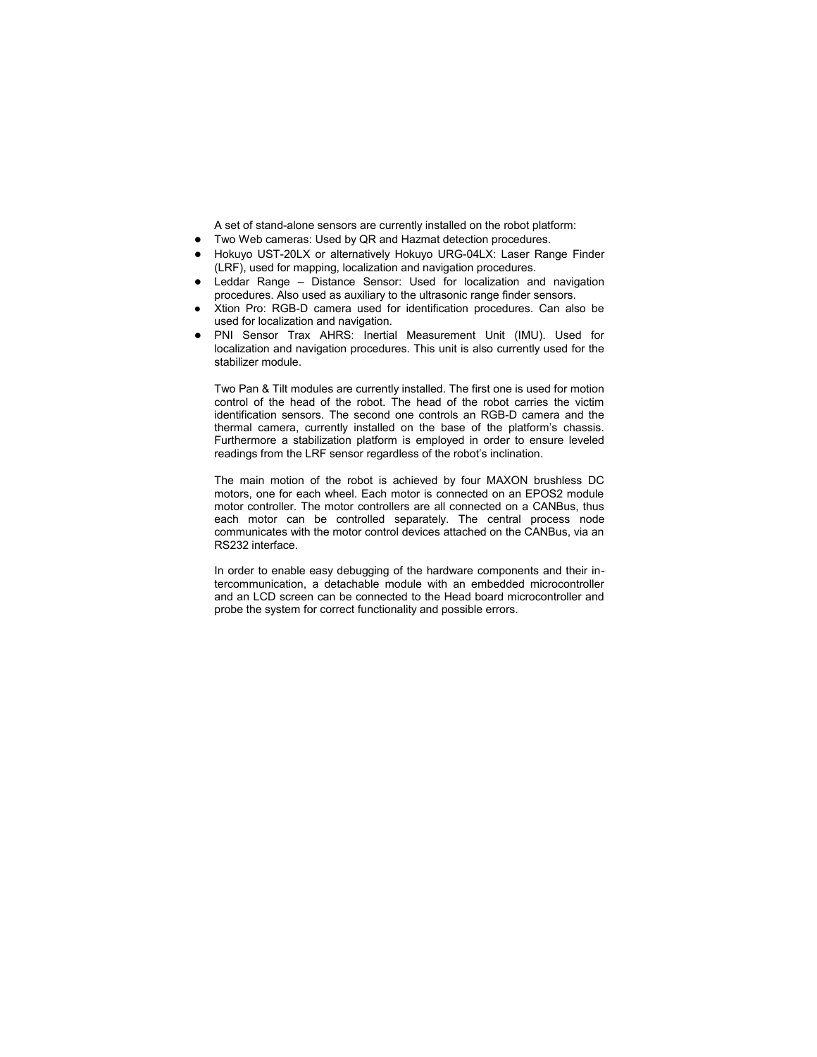A set of stand-alone sensors are currently installed on the robot platform:

- Two Web cameras: Used by QR and Hazmat detection procedures.
- Hokuyo UST-20LX or alternatively Hokuyo URG-04LX: Laser Range Finder (LRF), used for mapping, localization and navigation procedures.
- Leddar Range – Distance Sensor: Used for localization and navigation procedures. Also used as auxiliary to the ultrasonic range finder sensors.
- Xtion Pro: RGB-D camera used for identification procedures. Can also be used for localization and navigation.
- PNI Sensor Trax AHRS: Inertial Measurement Unit (IMU). Used for localization and navigation procedures. This unit is also currently used for the stabilizer module.

Two Pan & Tilt modules are currently installed. The first one is used for motion control of the head of the robot. The head of the robot carries the victim identification sensors. The second one controls an RGB-D camera and the thermal camera, currently installed on the base of the platform's chassis. Furthermore a stabilization platform is employed in order to ensure leveled readings from the LRF sensor regardless of the robot's inclination.

The main motion of the robot is achieved by four MAXON brushless DC motors, one for each wheel. Each motor is connected on an EPOS2 module motor controller. The motor controllers are all connected on a CANBus, thus each motor can be controlled separately. The central process node communicates with the motor control devices attached on the CANBus, via an RS232 interface.

In order to enable easy debugging of the hardware components and their intercommunication, a detachable module with an embedded microcontroller and an LCD screen can be connected to the Head board microcontroller and probe the system for correct functionality and possible errors.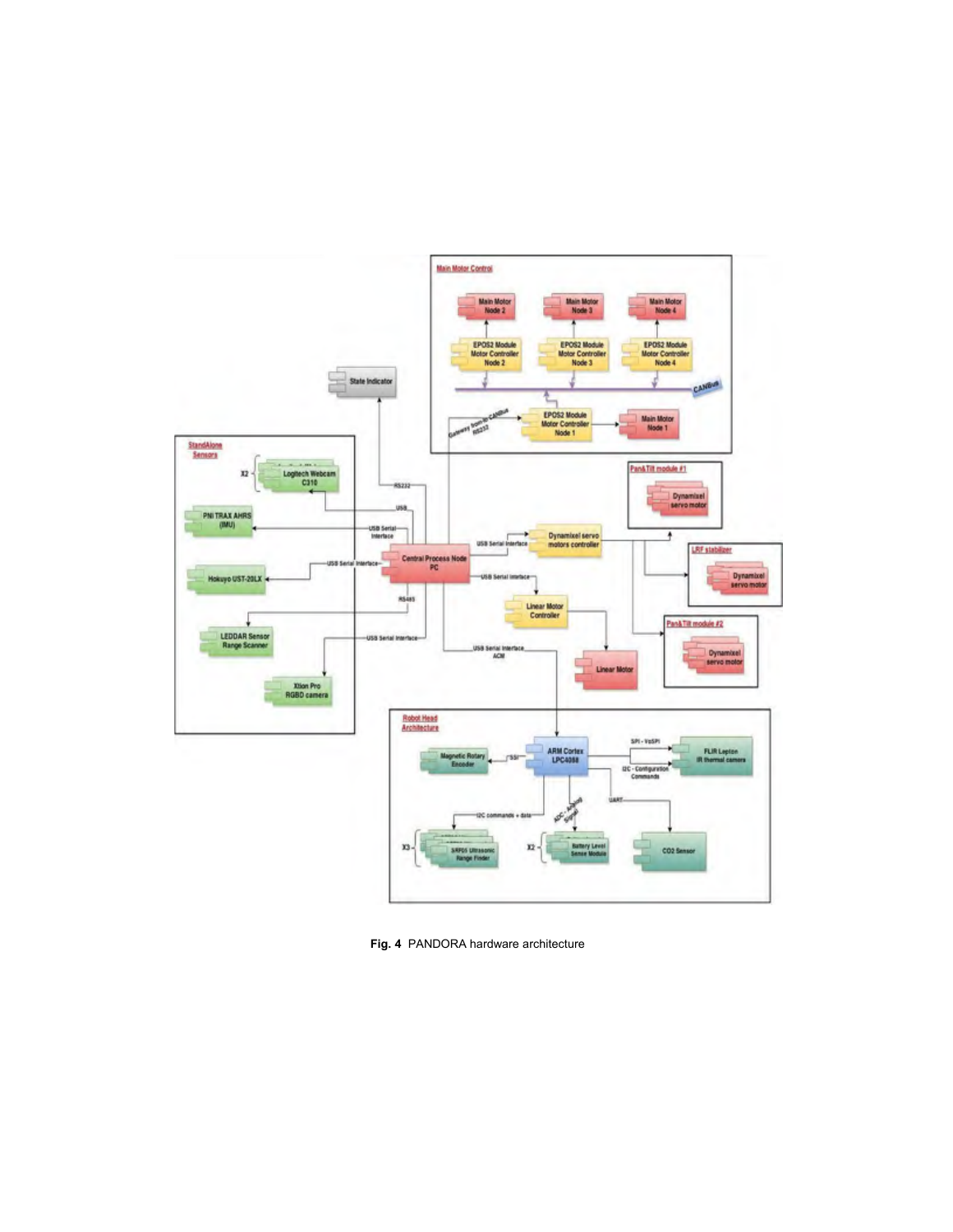**Fig. 4** PANDORA hardware architecture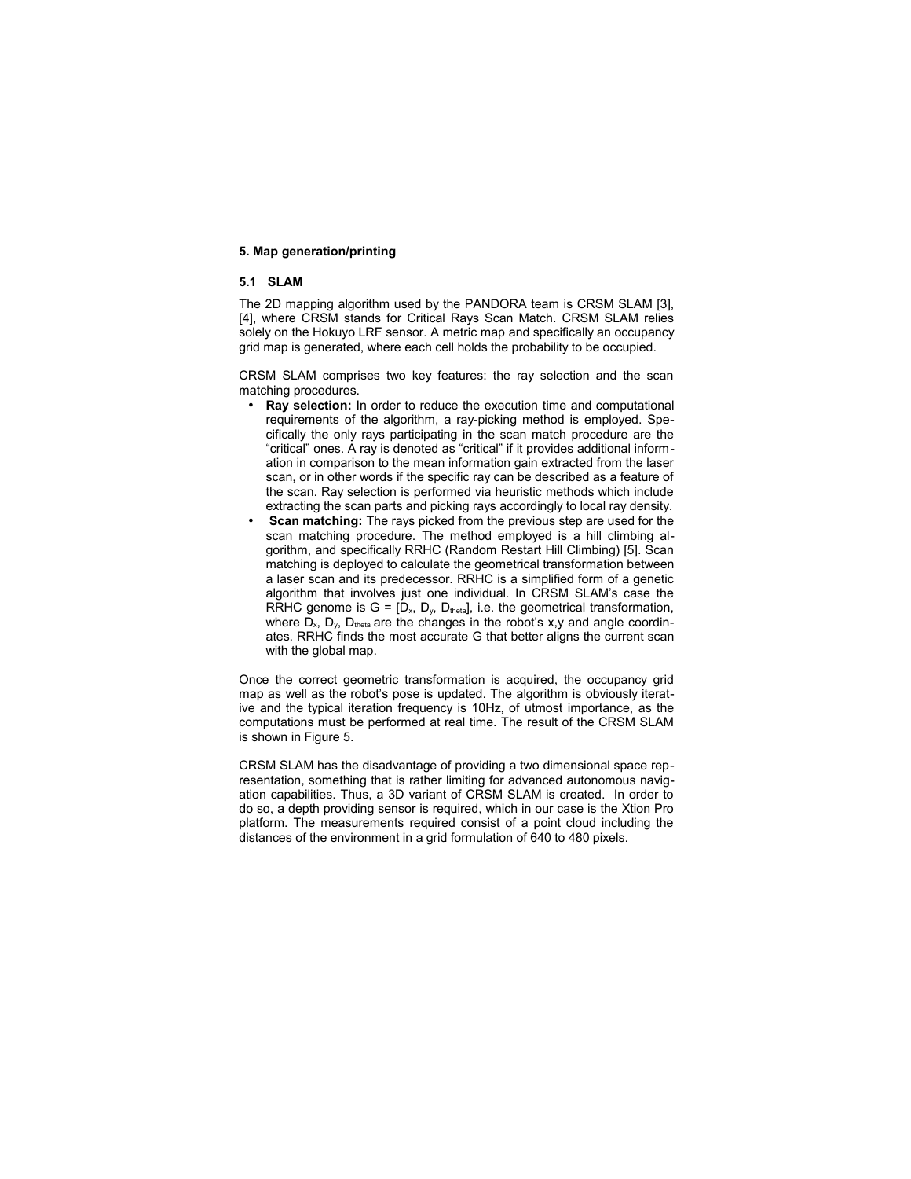## 5. Map generation/printing

### 5.1 SLAM

The 2D mapping algorithm used by the PANDORA team is CRSM SLAM [3], [4], where CRSM stands for Critical Rays Scan Match. CRSM SLAM relies solely on the Hokuyo LRF sensor. A metric map and specifically an occupancy grid map is generated, where each cell holds the probability to be occupied.

CRSM SLAM comprises two key features: the ray selection and the scan matching procedures.

- **Ray selection:** In order to reduce the execution time and computational requirements of the algorithm, a ray-picking method is employed. Specifically the only rays participating in the scan match procedure are the "critical" ones. A ray is denoted as "critical" if it provides additional information in comparison to the mean information gain extracted from the laser scan, or in other words if the specific ray can be described as a feature of the scan. Ray selection is performed via heuristic methods which include extracting the scan parts and picking rays accordingly to local ray density.
- **Scan matching:** The rays picked from the previous step are used for the scan matching procedure. The method employed is a hill climbing algorithm, and specifically RRHC (Random Restart Hill Climbing) [5]. Scan matching is deployed to calculate the geometrical transformation between a laser scan and its predecessor. RRHC is a simplified form of a genetic algorithm that involves just one individual. In CRSM SLAM's case the RRHC genome is $G = [D_x, D_y, D_{theta}]$, i.e. the geometrical transformation, where $D_x$, $D_y$, $D_{theta}$ are the changes in the robot's x,y and angle coordinates. RRHC finds the most accurate G that better aligns the current scan with the global map.

Once the correct geometric transformation is acquired, the occupancy grid map as well as the robot's pose is updated. The algorithm is obviously iterative and the typical iteration frequency is 10Hz, of utmost importance, as the computations must be performed at real time. The result of the CRSM SLAM is shown in Figure 5.

CRSM SLAM has the disadvantage of providing a two dimensional space representation, something that is rather limiting for advanced autonomous navigation capabilities. Thus, a 3D variant of CRSM SLAM is created. In order to do so, a depth providing sensor is required, which in our case is the Xtion Pro platform. The measurements required consist of a point cloud including the distances of the environment in a grid formulation of 640 to 480 pixels.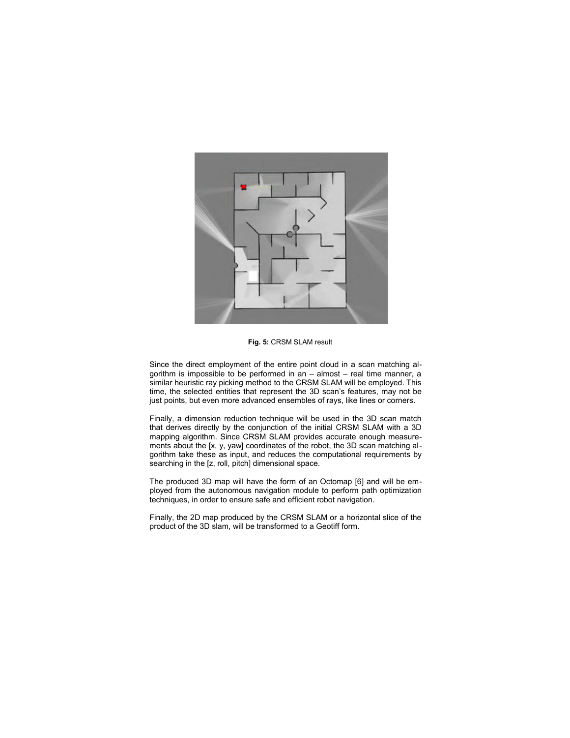**Fig. 5:** CRSM SLAM result

Since the direct employment of the entire point cloud in a scan matching algorithm is impossible to be performed in an – almost – real time manner, a similar heuristic ray picking method to the CRSM SLAM will be employed. This time, the selected entities that represent the 3D scan's features, may not be just points, but even more advanced ensembles of rays, like lines or corners.

Finally, a dimension reduction technique will be used in the 3D scan match that derives directly by the conjunction of the initial CRSM SLAM with a 3D mapping algorithm. Since CRSM SLAM provides accurate enough measurements about the [x, y, yaw] coordinates of the robot, the 3D scan matching algorithm take these as input, and reduces the computational requirements by searching in the [z, roll, pitch] dimensional space.

The produced 3D map will have the form of an Octomap [6] and will be employed from the autonomous navigation module to perform path optimization techniques, in order to ensure safe and efficient robot navigation.

Finally, the 2D map produced by the CRSM SLAM or a horizontal slice of the product of the 3D slam, will be transformed to a Geotiff form.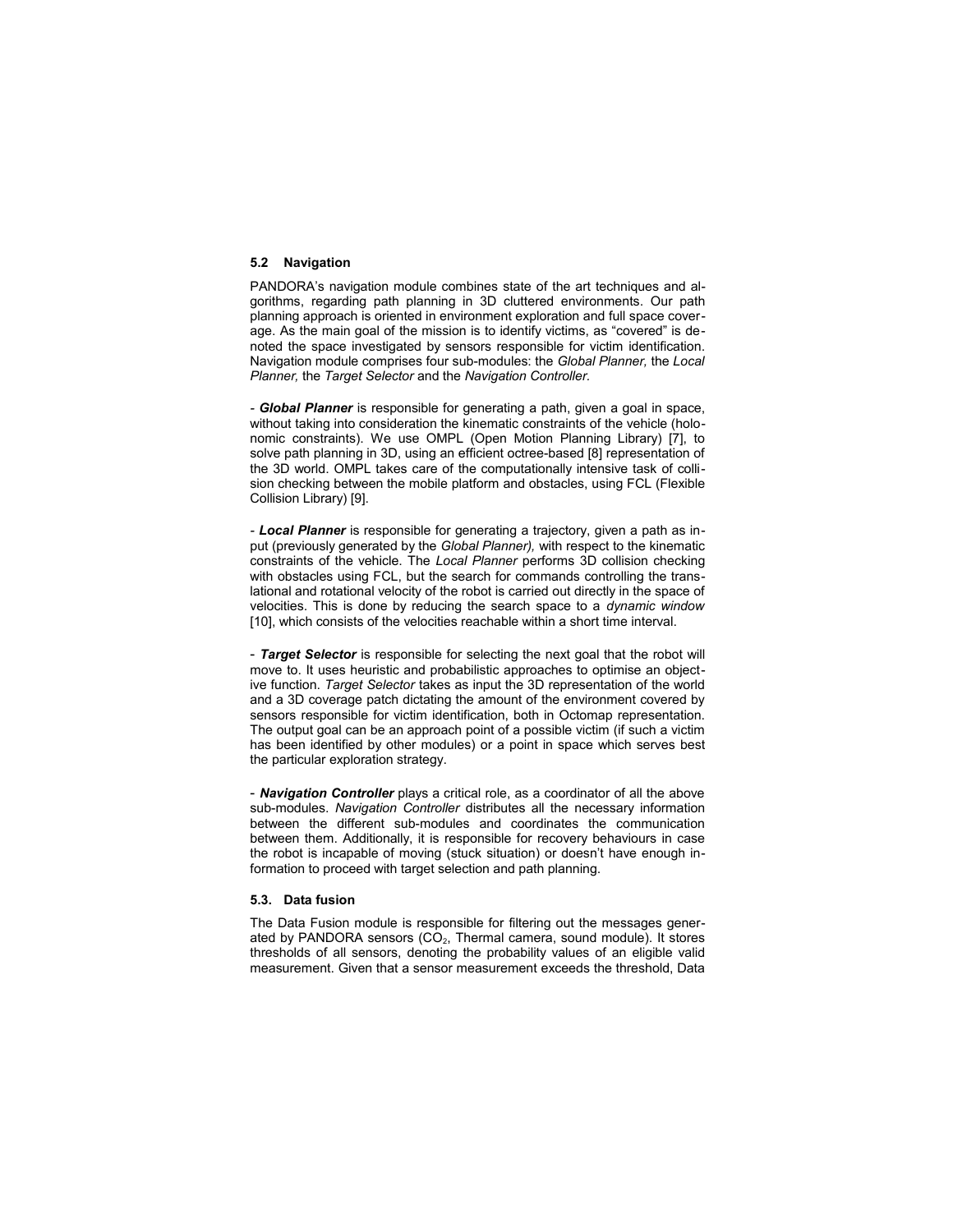### 5.2 Navigation

PANDORA's navigation module combines state of the art techniques and algorithms, regarding path planning in 3D cluttered environments. Our path planning approach is oriented in environment exploration and full space coverage. As the main goal of the mission is to identify victims, as "covered" is denoted the space investigated by sensors responsible for victim identification. Navigation module comprises four sub-modules: the *Global Planner,* the *Local Planner,* the *Target Selector* and the *Navigation Controller.*

- ***Global Planner*** is responsible for generating a path, given a goal in space, without taking into consideration the kinematic constraints of the vehicle (holonomic constraints). We use OMPL (Open Motion Planning Library) [7], to solve path planning in 3D, using an efficient octree-based [8] representation of the 3D world. OMPL takes care of the computationally intensive task of collision checking between the mobile platform and obstacles, using FCL (Flexible Collision Library) [9].

- ***Local Planner*** is responsible for generating a trajectory, given a path as input (previously generated by the *Global Planner),* with respect to the kinematic constraints of the vehicle. The *Local Planner* performs 3D collision checking with obstacles using FCL, but the search for commands controlling the translational and rotational velocity of the robot is carried out directly in the space of velocities. This is done by reducing the search space to a *dynamic window* [10], which consists of the velocities reachable within a short time interval.

- ***Target Selector*** is responsible for selecting the next goal that the robot will move to. It uses heuristic and probabilistic approaches to optimise an objective function. *Target Selector* takes as input the 3D representation of the world and a 3D coverage patch dictating the amount of the environment covered by sensors responsible for victim identification, both in Octomap representation. The output goal can be an approach point of a possible victim (if such a victim has been identified by other modules) or a point in space which serves best the particular exploration strategy.

- ***Navigation Controller*** plays a critical role, as a coordinator of all the above sub-modules. *Navigation Controller* distributes all the necessary information between the different sub-modules and coordinates the communication between them. Additionally, it is responsible for recovery behaviours in case the robot is incapable of moving (stuck situation) or doesn't have enough information to proceed with target selection and path planning.

### 5.3. Data fusion

The Data Fusion module is responsible for filtering out the messages generated by PANDORA sensors ($CO_2$, Thermal camera, sound module). It stores thresholds of all sensors, denoting the probability values of an eligible valid measurement. Given that a sensor measurement exceeds the threshold, Data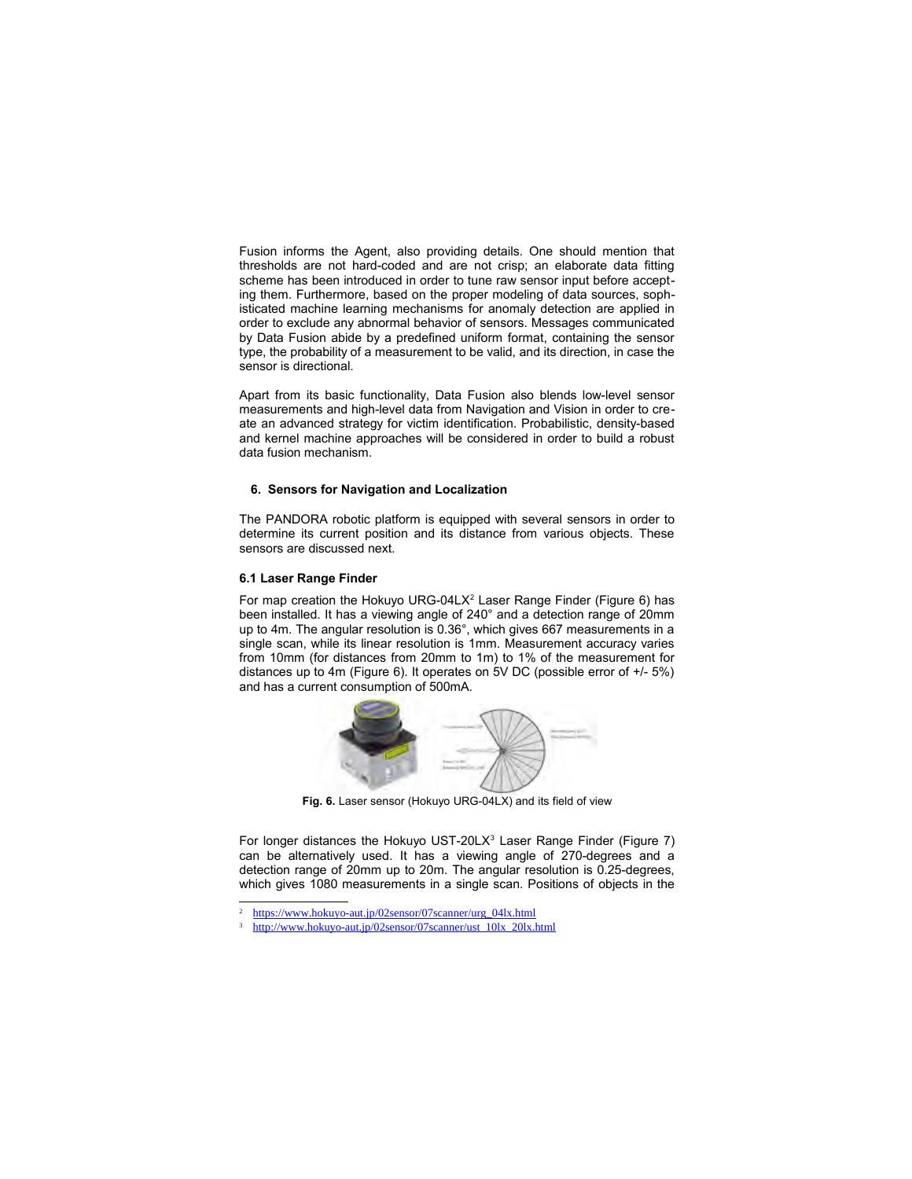Fusion informs the Agent, also providing details. One should mention that thresholds are not hard-coded and are not crisp; an elaborate data fitting scheme has been introduced in order to tune raw sensor input before accepting them. Furthermore, based on the proper modeling of data sources, sophisticated machine learning mechanisms for anomaly detection are applied in order to exclude any abnormal behavior of sensors. Messages communicated by Data Fusion abide by a predefined uniform format, containing the sensor type, the probability of a measurement to be valid, and its direction, in case the sensor is directional.

Apart from its basic functionality, Data Fusion also blends low-level sensor measurements and high-level data from Navigation and Vision in order to create an advanced strategy for victim identification. Probabilistic, density-based and kernel machine approaches will be considered in order to build a robust data fusion mechanism.

## 6. Sensors for Navigation and Localization

The PANDORA robotic platform is equipped with several sensors in order to determine its current position and its distance from various objects. These sensors are discussed next.

### 6.1 Laser Range Finder

For map creation the Hokuyo URG-04LX[2] Laser Range Finder (Figure 6) has been installed. It has a viewing angle of 240° and a detection range of 20mm up to 4m. The angular resolution is 0.36°, which gives 667 measurements in a single scan, while its linear resolution is 1mm. Measurement accuracy varies from 10mm (for distances from 20mm to 1m) to 1% of the measurement for distances up to 4m (Figure 6). It operates on 5V DC (possible error of +/- 5%) and has a current consumption of 500mA.

**Fig. 6.** Laser sensor (Hokuyo URG-04LX) and its field of view

For longer distances the Hokuyo UST-20LX[3] Laser Range Finder (Figure 7) can be alternatively used. It has a viewing angle of 270-degrees and a detection range of 20mm up to 20m. The angular resolution is 0.25-degrees, which gives 1080 measurements in a single scan. Positions of objects in the

[2] https://www.hokuyo-aut.jp/02sensor/07scanner/urg_04lx.html

[3] http://www.hokuyo-aut.jp/02sensor/07scanner/ust_10lx_20lx.html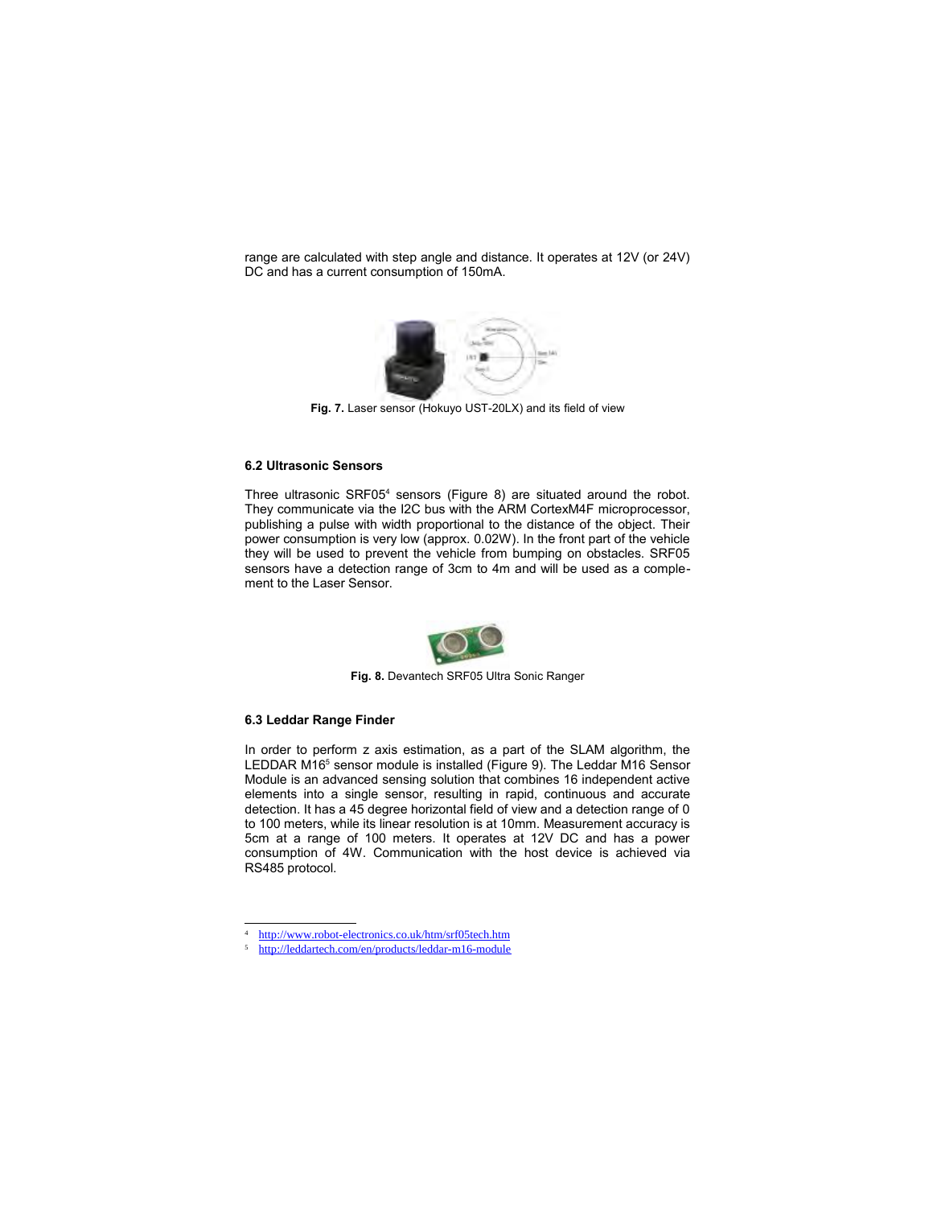range are calculated with step angle and distance. It operates at 12V (or 24V) DC and has a current consumption of 150mA.

**Fig. 7.** Laser sensor (Hokuyo UST-20LX) and its field of view

### 6.2 Ultrasonic Sensors

Three ultrasonic SRF05[4] sensors (Figure 8) are situated around the robot. They communicate via the I2C bus with the ARM CortexM4F microprocessor, publishing a pulse with width proportional to the distance of the object. Their power consumption is very low (approx. 0.02W). In the front part of the vehicle they will be used to prevent the vehicle from bumping on obstacles. SRF05 sensors have a detection range of 3cm to 4m and will be used as a complement to the Laser Sensor.

**Fig. 8.** Devantech SRF05 Ultra Sonic Ranger

### 6.3 Leddar Range Finder

In order to perform z axis estimation, as a part of the SLAM algorithm, the LEDDAR M16[5] sensor module is installed (Figure 9). The Leddar M16 Sensor Module is an advanced sensing solution that combines 16 independent active elements into a single sensor, resulting in rapid, continuous and accurate detection. It has a 45 degree horizontal field of view and a detection range of 0 to 100 meters, while its linear resolution is at 10mm. Measurement accuracy is 5cm at a range of 100 meters. It operates at 12V DC and has a power consumption of 4W. Communication with the host device is achieved via RS485 protocol.

---

[4] http://www.robot-electronics.co.uk/htm/srf05tech.htm

[5] http://leddartech.com/en/products/leddar-m16-module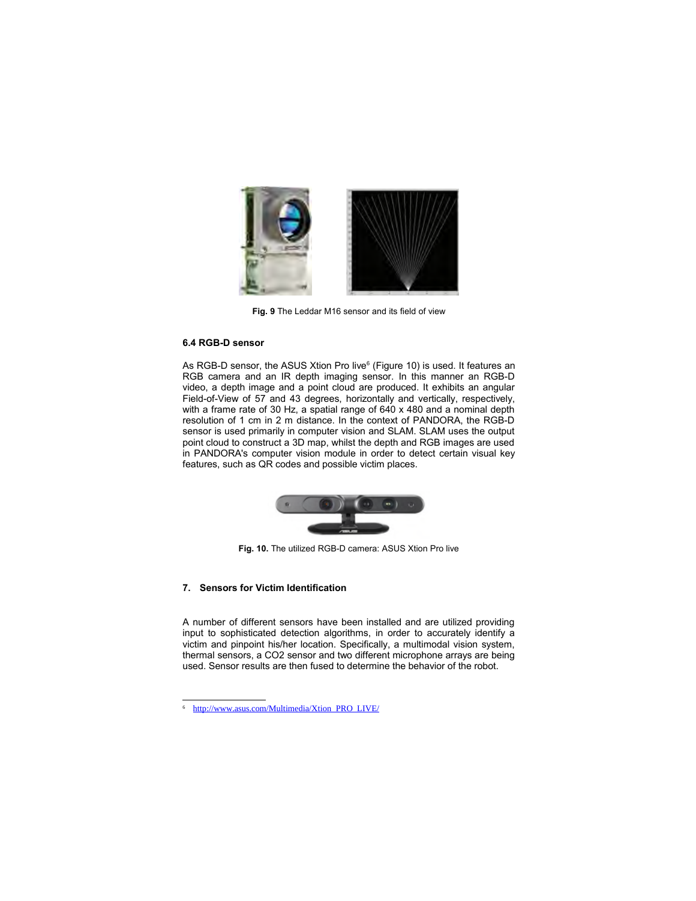**Fig. 9** The Leddar M16 sensor and its field of view

### 6.4 RGB-D sensor

As RGB-D sensor, the ASUS Xtion Pro live[6] (Figure 10) is used. It features an RGB camera and an IR depth imaging sensor. In this manner an RGB-D video, a depth image and a point cloud are produced. It exhibits an angular Field-of-View of 57 and 43 degrees, horizontally and vertically, respectively, with a frame rate of 30 Hz, a spatial range of 640 x 480 and a nominal depth resolution of 1 cm in 2 m distance. In the context of PANDORA, the RGB-D sensor is used primarily in computer vision and SLAM. SLAM uses the output point cloud to construct a 3D map, whilst the depth and RGB images are used in PANDORA's computer vision module in order to detect certain visual key features, such as QR codes and possible victim places.

**Fig. 10.** The utilized RGB-D camera: ASUS Xtion Pro live

## 7. Sensors for Victim Identification

A number of different sensors have been installed and are utilized providing input to sophisticated detection algorithms, in order to accurately identify a victim and pinpoint his/her location. Specifically, a multimodal vision system, thermal sensors, a $CO_2$ sensor and two different microphone arrays are being used. Sensor results are then fused to determine the behavior of the robot.

[6] http://www.asus.com/Multimedia/Xtion_PRO_LIVE/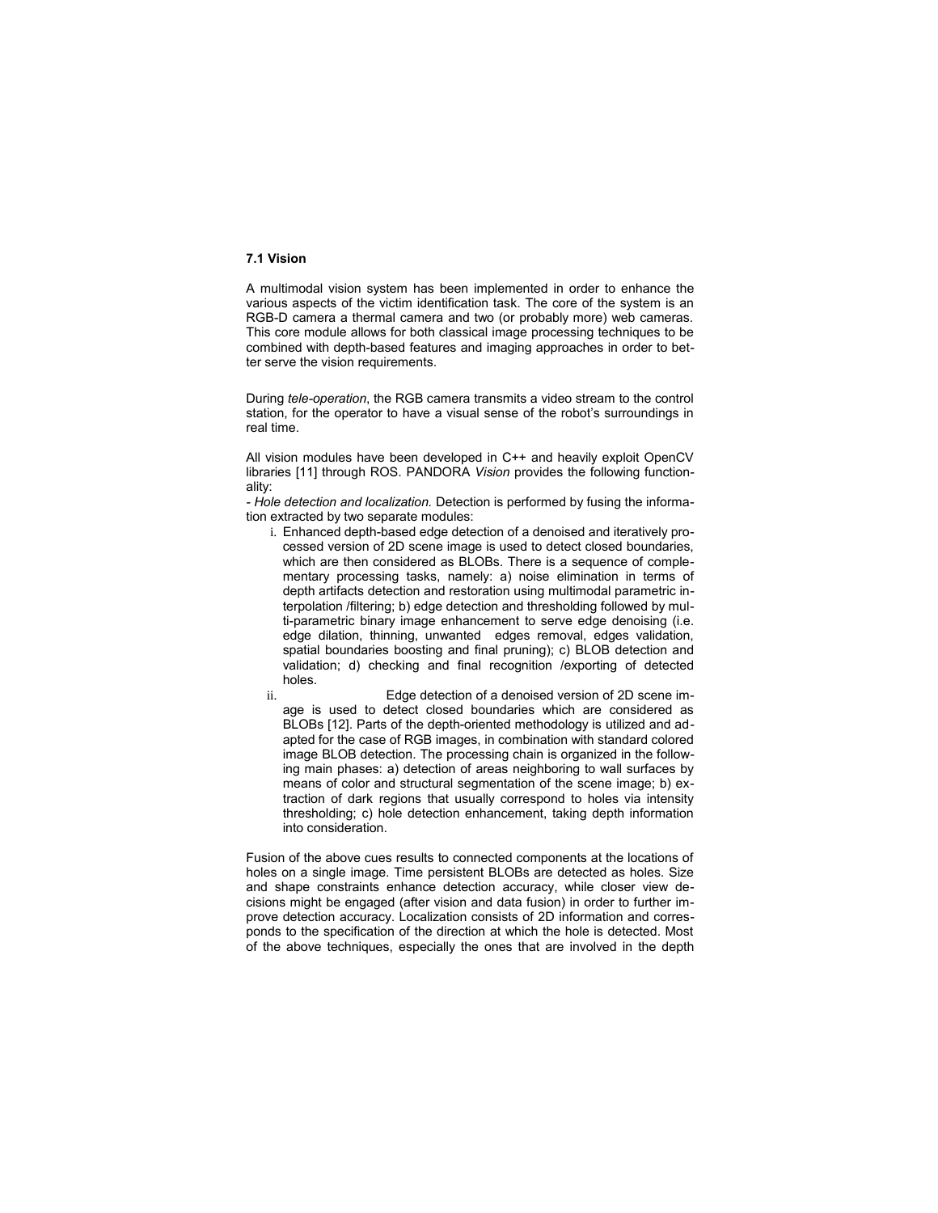### 7.1 Vision

A multimodal vision system has been implemented in order to enhance the various aspects of the victim identification task. The core of the system is an RGB-D camera a thermal camera and two (or probably more) web cameras. This core module allows for both classical image processing techniques to be combined with depth-based features and imaging approaches in order to better serve the vision requirements.

During *tele-operation*, the RGB camera transmits a video stream to the control station, for the operator to have a visual sense of the robot's surroundings in real time.

All vision modules have been developed in C++ and heavily exploit OpenCV libraries [11] through ROS. PANDORA *Vision* provides the following functionality:

- *Hole detection and localization.* Detection is performed by fusing the information extracted by two separate modules:

  i. Enhanced depth-based edge detection of a denoised and iteratively processed version of 2D scene image is used to detect closed boundaries, which are then considered as BLOBs. There is a sequence of complementary processing tasks, namely: a) noise elimination in terms of depth artifacts detection and restoration using multimodal parametric interpolation /filtering; b) edge detection and thresholding followed by multi-parametric binary image enhancement to serve edge denoising (i.e. edge dilation, thinning, unwanted edges removal, edges validation, spatial boundaries boosting and final pruning); c) BLOB detection and validation; d) checking and final recognition /exporting of detected holes.

  ii. Edge detection of a denoised version of 2D scene image is used to detect closed boundaries which are considered as BLOBs [12]. Parts of the depth-oriented methodology is utilized and adapted for the case of RGB images, in combination with standard colored image BLOB detection. The processing chain is organized in the following main phases: a) detection of areas neighboring to wall surfaces by means of color and structural segmentation of the scene image; b) extraction of dark regions that usually correspond to holes via intensity thresholding; c) hole detection enhancement, taking depth information into consideration.

Fusion of the above cues results to connected components at the locations of holes on a single image. Time persistent BLOBs are detected as holes. Size and shape constraints enhance detection accuracy, while closer view decisions might be engaged (after vision and data fusion) in order to further improve detection accuracy. Localization consists of 2D information and corresponds to the specification of the direction at which the hole is detected. Most of the above techniques, especially the ones that are involved in the depth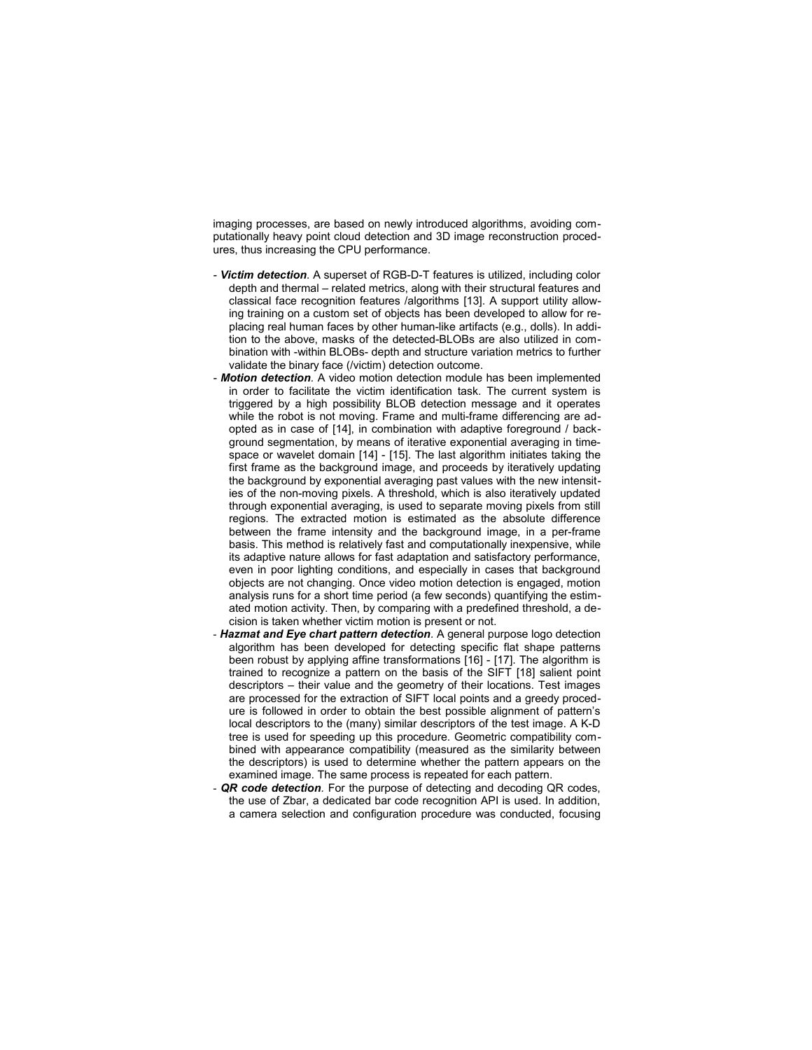imaging processes, are based on newly introduced algorithms, avoiding computationally heavy point cloud detection and 3D image reconstruction procedures, thus increasing the CPU performance.

- ***Victim detection***. A superset of RGB-D-T features is utilized, including color depth and thermal – related metrics, along with their structural features and classical face recognition features /algorithms [13]. A support utility allowing training on a custom set of objects has been developed to allow for replacing real human faces by other human-like artifacts (e.g., dolls). In addition to the above, masks of the detected-BLOBs are also utilized in combination with -within BLOBs- depth and structure variation metrics to further validate the binary face (/victim) detection outcome.
- ***Motion detection***. A video motion detection module has been implemented in order to facilitate the victim identification task. The current system is triggered by a high possibility BLOB detection message and it operates while the robot is not moving. Frame and multi-frame differencing are adopted as in case of [14], in combination with adaptive foreground / background segmentation, by means of iterative exponential averaging in time-space or wavelet domain [14] - [15]. The last algorithm initiates taking the first frame as the background image, and proceeds by iteratively updating the background by exponential averaging past values with the new intensities of the non-moving pixels. A threshold, which is also iteratively updated through exponential averaging, is used to separate moving pixels from still regions. The extracted motion is estimated as the absolute difference between the frame intensity and the background image, in a per-frame basis. This method is relatively fast and computationally inexpensive, while its adaptive nature allows for fast adaptation and satisfactory performance, even in poor lighting conditions, and especially in cases that background objects are not changing. Once video motion detection is engaged, motion analysis runs for a short time period (a few seconds) quantifying the estimated motion activity. Then, by comparing with a predefined threshold, a decision is taken whether victim motion is present or not.
- ***Hazmat and Eye chart pattern detection***. A general purpose logo detection algorithm has been developed for detecting specific flat shape patterns been robust by applying affine transformations [16] - [17]. The algorithm is trained to recognize a pattern on the basis of the SIFT [18] salient point descriptors – their value and the geometry of their locations. Test images are processed for the extraction of SIFT local points and a greedy procedure is followed in order to obtain the best possible alignment of pattern's local descriptors to the (many) similar descriptors of the test image. A K-D tree is used for speeding up this procedure. Geometric compatibility combined with appearance compatibility (measured as the similarity between the descriptors) is used to determine whether the pattern appears on the examined image. The same process is repeated for each pattern.
- ***QR code detection***. For the purpose of detecting and decoding QR codes, the use of Zbar, a dedicated bar code recognition API is used. In addition, a camera selection and configuration procedure was conducted, focusing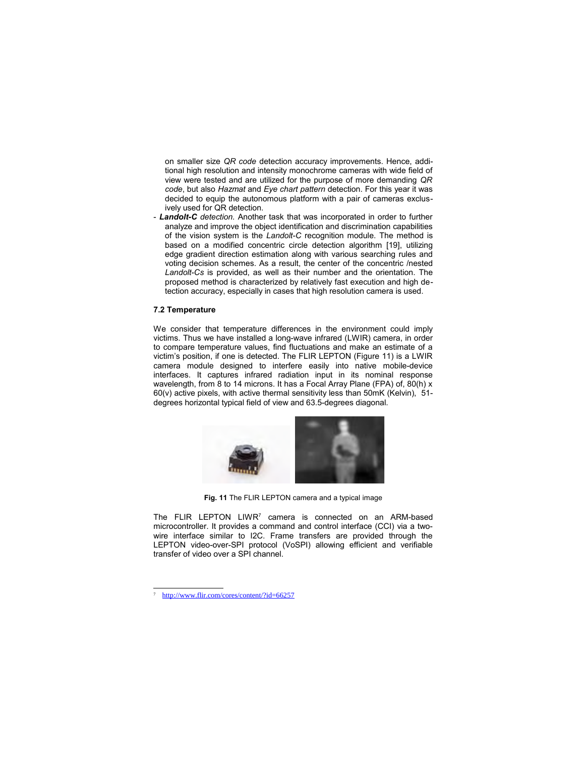on smaller size *QR code* detection accuracy improvements. Hence, additional high resolution and intensity monochrome cameras with wide field of view were tested and are utilized for the purpose of more demanding *QR code*, but also *Hazmat* and *Eye chart pattern* detection. For this year it was decided to equip the autonomous platform with a pair of cameras exclusively used for QR detection.

- ***Landolt-C*** *detection.* Another task that was incorporated in order to further analyze and improve the object identification and discrimination capabilities of the vision system is the *Landolt-C* recognition module. The method is based on a modified concentric circle detection algorithm [19], utilizing edge gradient direction estimation along with various searching rules and voting decision schemes. As a result, the center of the concentric /nested *Landolt-Cs* is provided, as well as their number and the orientation. The proposed method is characterized by relatively fast execution and high detection accuracy, especially in cases that high resolution camera is used.

### 7.2 Temperature

We consider that temperature differences in the environment could imply victims. Thus we have installed a long-wave infrared (LWIR) camera, in order to compare temperature values, find fluctuations and make an estimate of a victim's position, if one is detected. The FLIR LEPTON (Figure 11) is a LWIR camera module designed to interfere easily into native mobile-device interfaces. It captures infrared radiation input in its nominal response wavelength, from 8 to 14 microns. It has a Focal Array Plane (FPA) of, 80(h) x 60(v) active pixels, with active thermal sensitivity less than 50mK (Kelvin), 51-degrees horizontal typical field of view and 63.5-degrees diagonal.

**Fig. 11** The FLIR LEPTON camera and a typical image

The FLIR LEPTON LIWR[7] camera is connected on an ARM-based microcontroller. It provides a command and control interface (CCI) via a two-wire interface similar to I2C. Frame transfers are provided through the LEPTON video-over-SPI protocol (VoSPI) allowing efficient and verifiable transfer of video over a SPI channel.

[7] http://www.flir.com/cores/content/?id=66257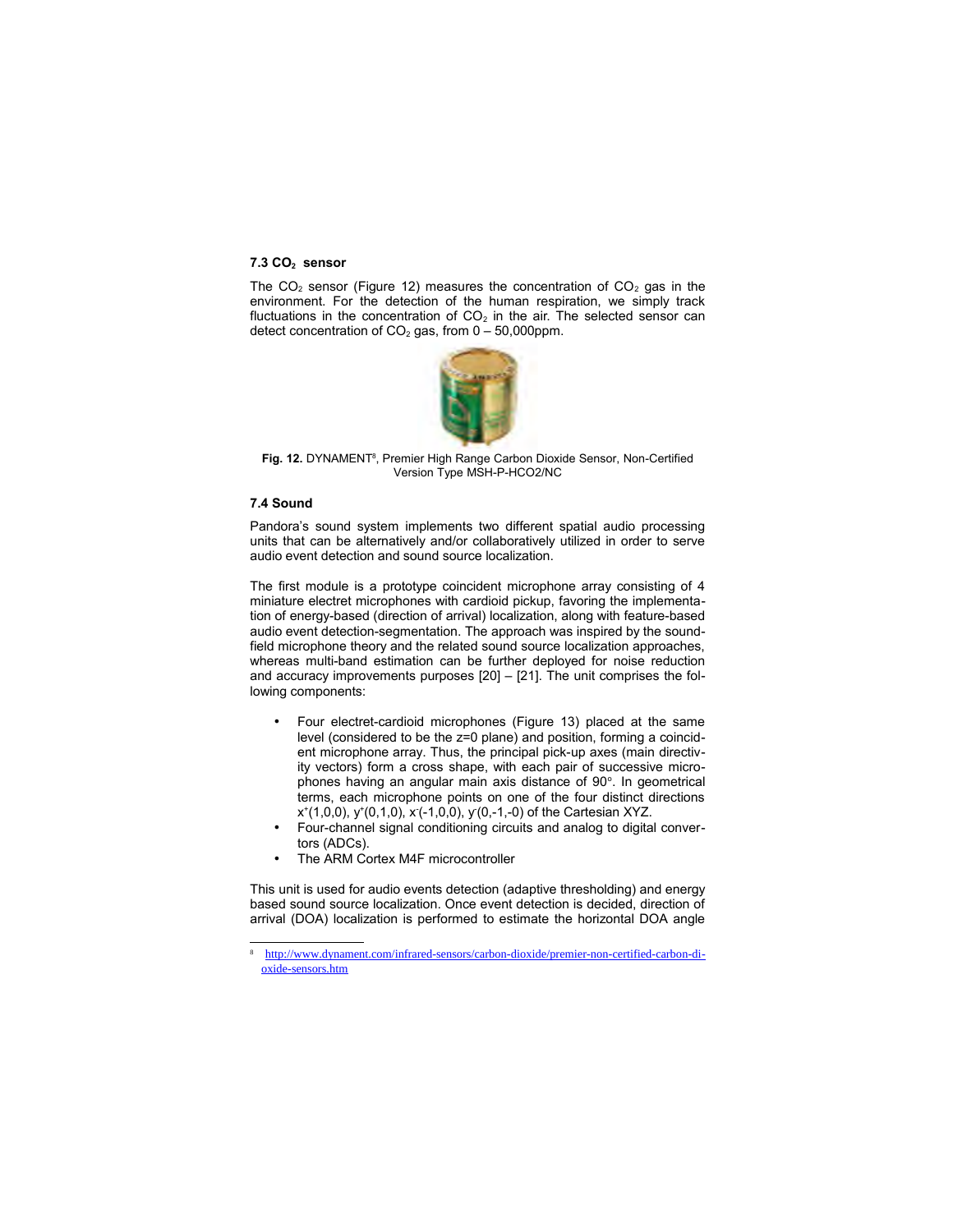### 7.3 $CO_2$ sensor

The $CO_2$ sensor (Figure 12) measures the concentration of $CO_2$ gas in the environment. For the detection of the human respiration, we simply track fluctuations in the concentration of $CO_2$ in the air. The selected sensor can detect concentration of $CO_2$ gas, from 0 – 50,000ppm.

**Fig. 12.** DYNAMENT[8], Premier High Range Carbon Dioxide Sensor, Non-Certified Version Type MSH-P-HCO2/NC

### 7.4 Sound

Pandora's sound system implements two different spatial audio processing units that can be alternatively and/or collaboratively utilized in order to serve audio event detection and sound source localization.

The first module is a prototype coincident microphone array consisting of 4 miniature electret microphones with cardioid pickup, favoring the implementation of energy-based (direction of arrival) localization, along with feature-based audio event detection-segmentation. The approach was inspired by the sound-field microphone theory and the related sound source localization approaches, whereas multi-band estimation can be further deployed for noise reduction and accuracy improvements purposes [20] – [21]. The unit comprises the following components:

- Four electret-cardioid microphones (Figure 13) placed at the same level (considered to be the z=0 plane) and position, forming a coincident microphone array. Thus, the principal pick-up axes (main directivity vectors) form a cross shape, with each pair of successive microphones having an angular main axis distance of 90°. In geometrical terms, each microphone points on one of the four distinct directions $x^+(1,0,0)$, $y^+(0,1,0)$, $x^-(-1,0,0)$, $y^-(0,-1,-0)$ of the Cartesian XYZ.
- Four-channel signal conditioning circuits and analog to digital convertors (ADCs).
- The ARM Cortex M4F microcontroller

This unit is used for audio events detection (adaptive thresholding) and energy based sound source localization. Once event detection is decided, direction of arrival (DOA) localization is performed to estimate the horizontal DOA angle

[8] http://www.dynament.com/infrared-sensors/carbon-dioxide/premier-non-certified-carbon-dioxide-sensors.htm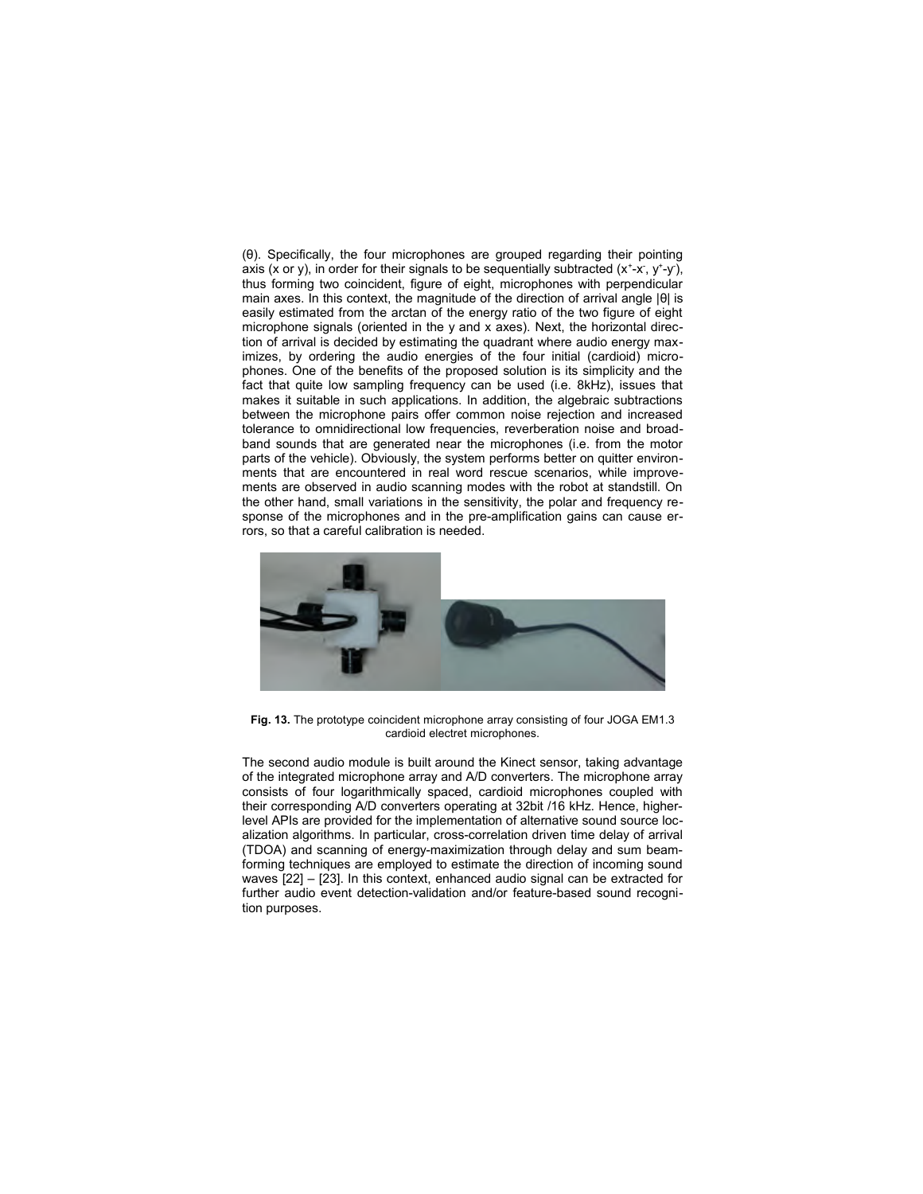(θ). Specifically, the four microphones are grouped regarding their pointing axis (x or y), in order for their signals to be sequentially subtracted ($x^+$-$x^-$, $y^+$-$y^-$), thus forming two coincident, figure of eight, microphones with perpendicular main axes. In this context, the magnitude of the direction of arrival angle |θ| is easily estimated from the arctan of the energy ratio of the two figure of eight microphone signals (oriented in the y and x axes). Next, the horizontal direction of arrival is decided by estimating the quadrant where audio energy maximizes, by ordering the audio energies of the four initial (cardioid) microphones. One of the benefits of the proposed solution is its simplicity and the fact that quite low sampling frequency can be used (i.e. 8kHz), issues that makes it suitable in such applications. In addition, the algebraic subtractions between the microphone pairs offer common noise rejection and increased tolerance to omnidirectional low frequencies, reverberation noise and broadband sounds that are generated near the microphones (i.e. from the motor parts of the vehicle). Obviously, the system performs better on quitter environments that are encountered in real word rescue scenarios, while improvements are observed in audio scanning modes with the robot at standstill. On the other hand, small variations in the sensitivity, the polar and frequency response of the microphones and in the pre-amplification gains can cause errors, so that a careful calibration is needed.

**Fig. 13.** The prototype coincident microphone array consisting of four JOGA EM1.3 cardioid electret microphones.

The second audio module is built around the Kinect sensor, taking advantage of the integrated microphone array and A/D converters. The microphone array consists of four logarithmically spaced, cardioid microphones coupled with their corresponding A/D converters operating at 32bit /16 kHz. Hence, higher-level APIs are provided for the implementation of alternative sound source localization algorithms. In particular, cross-correlation driven time delay of arrival (TDOA) and scanning of energy-maximization through delay and sum beamforming techniques are employed to estimate the direction of incoming sound waves [22] – [23]. In this context, enhanced audio signal can be extracted for further audio event detection-validation and/or feature-based sound recognition purposes.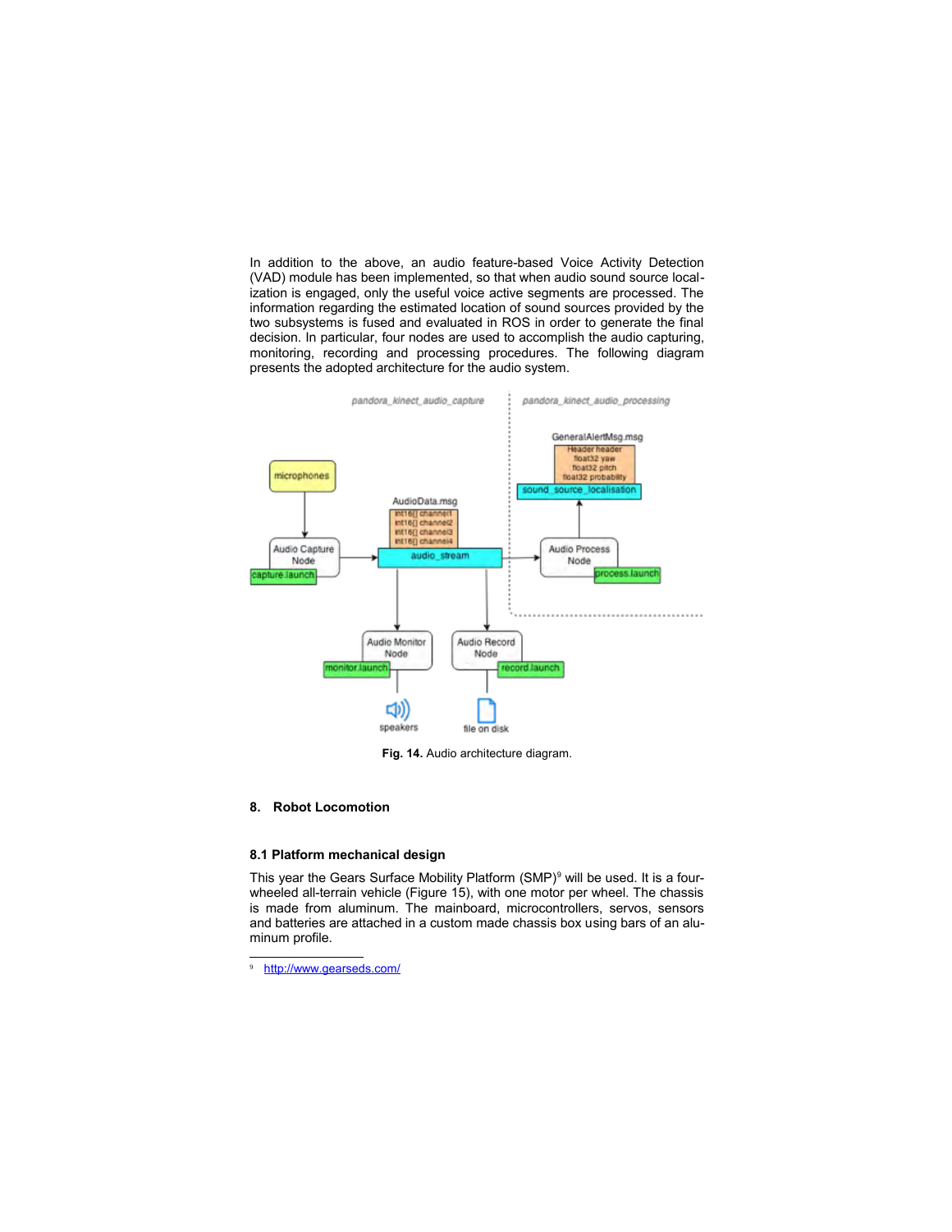In addition to the above, an audio feature-based Voice Activity Detection (VAD) module has been implemented, so that when audio sound source localization is engaged, only the useful voice active segments are processed. The information regarding the estimated location of sound sources provided by the two subsystems is fused and evaluated in ROS in order to generate the final decision. In particular, four nodes are used to accomplish the audio capturing, monitoring, recording and processing procedures. The following diagram presents the adopted architecture for the audio system.

**Fig. 14.** Audio architecture diagram.

## 8. Robot Locomotion

### 8.1 Platform mechanical design

This year the Gears Surface Mobility Platform (SMP)[9] will be used. It is a four-wheeled all-terrain vehicle (Figure 15), with one motor per wheel. The chassis is made from aluminum. The mainboard, microcontrollers, servos, sensors and batteries are attached in a custom made chassis box using bars of an aluminum profile.

[9] http://www.gearseds.com/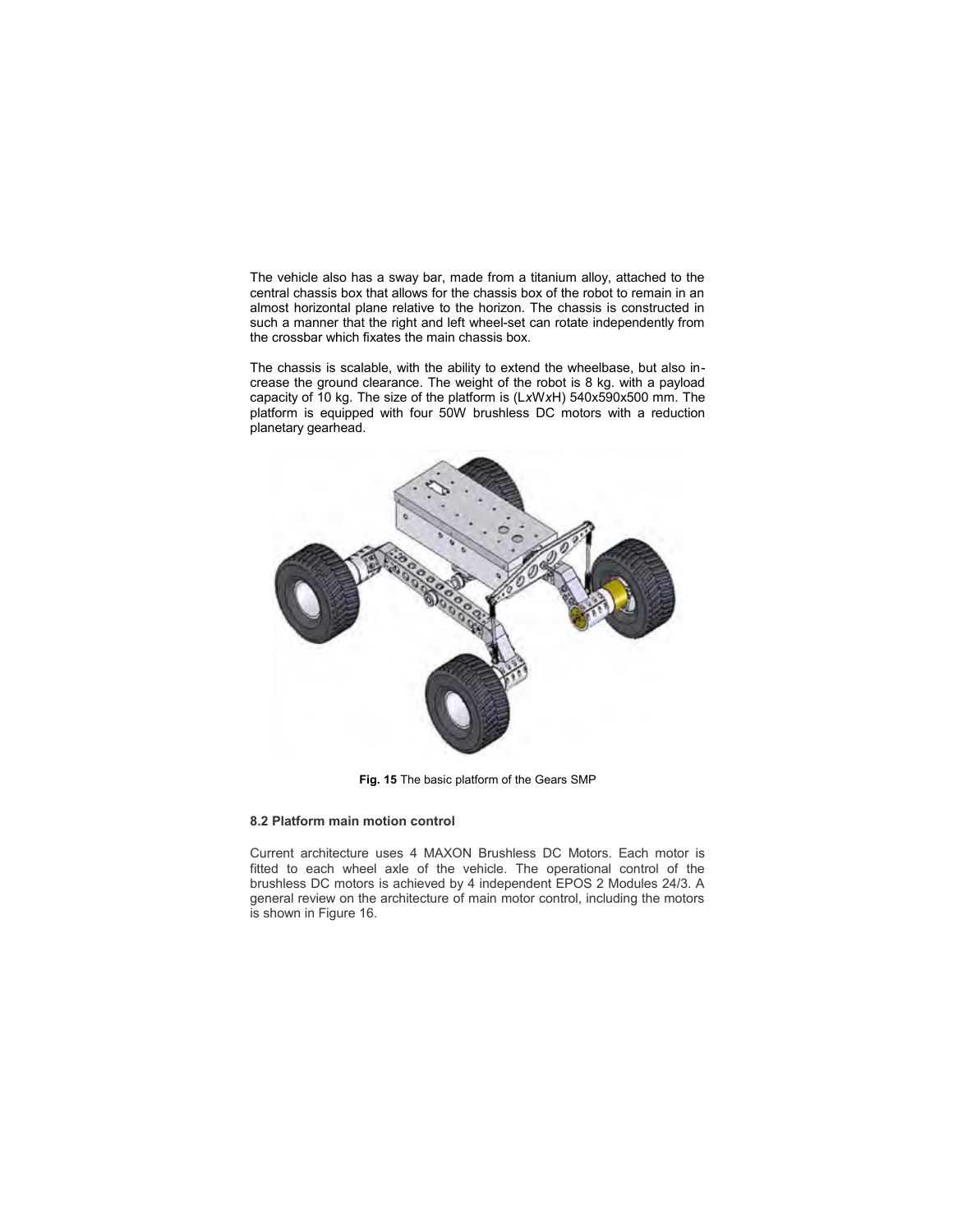The vehicle also has a sway bar, made from a titanium alloy, attached to the central chassis box that allows for the chassis box of the robot to remain in an almost horizontal plane relative to the horizon. The chassis is constructed in such a manner that the right and left wheel-set can rotate independently from the crossbar which fixates the main chassis box.

The chassis is scalable, with the ability to extend the wheelbase, but also increase the ground clearance. The weight of the robot is 8 kg. with a payload capacity of 10 kg. The size of the platform is (L*x*W*x*H) 540x590x500 mm. The platform is equipped with four 50W brushless DC motors with a reduction planetary gearhead.

**Fig. 15** The basic platform of the Gears SMP

### 8.2 Platform main motion control

Current architecture uses 4 MAXON Brushless DC Motors. Each motor is fitted to each wheel axle of the vehicle. The operational control of the brushless DC motors is achieved by 4 independent EPOS 2 Modules 24/3. A general review on the architecture of main motor control, including the motors is shown in Figure 16.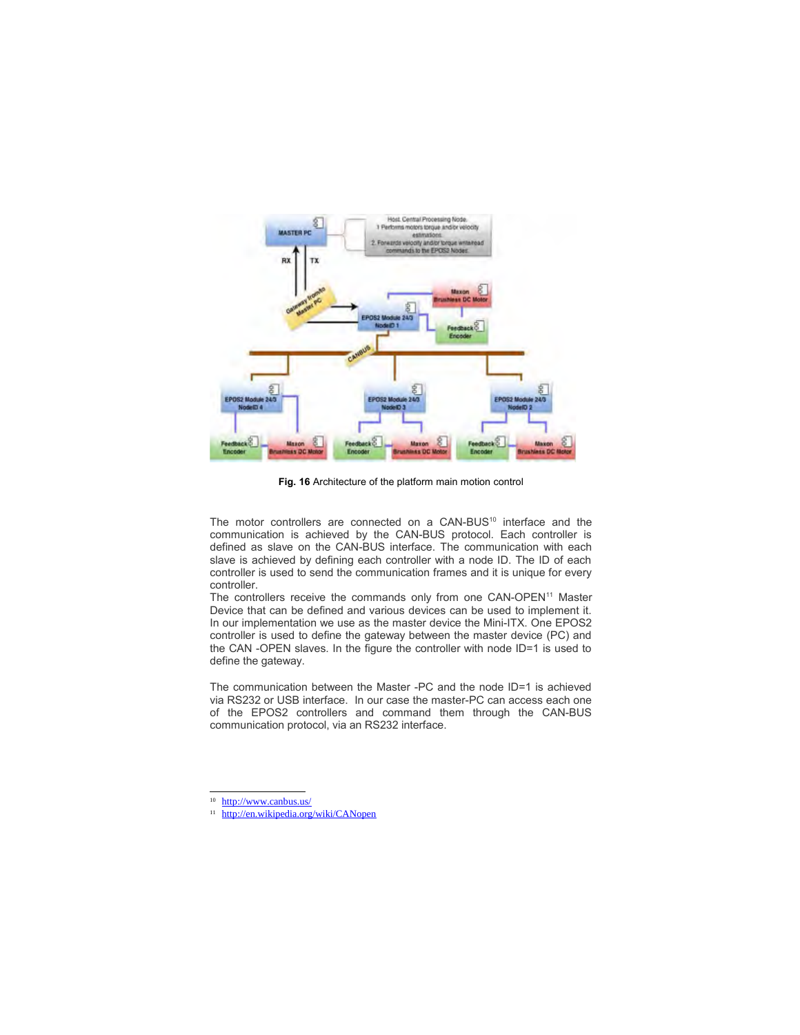Fig. 16 Architecture of the platform main motion control

The motor controllers are connected on a CAN-BUS[10] interface and the communication is achieved by the CAN-BUS protocol. Each controller is defined as slave on the CAN-BUS interface. The communication with each slave is achieved by defining each controller with a node ID. The ID of each controller is used to send the communication frames and it is unique for every controller.

The controllers receive the commands only from one CAN-OPEN[11] Master Device that can be defined and various devices can be used to implement it. In our implementation we use as the master device the Mini-ITX. One EPOS2 controller is used to define the gateway between the master device (PC) and the CAN -OPEN slaves. In the figure the controller with node ID=1 is used to define the gateway.

The communication between the Master -PC and the node ID=1 is achieved via RS232 or USB interface. In our case the master-PC can access each one of the EPOS2 controllers and command them through the CAN-BUS communication protocol, via an RS232 interface.

---

[10] http://www.canbus.us/

[11] http://en.wikipedia.org/wiki/CANopen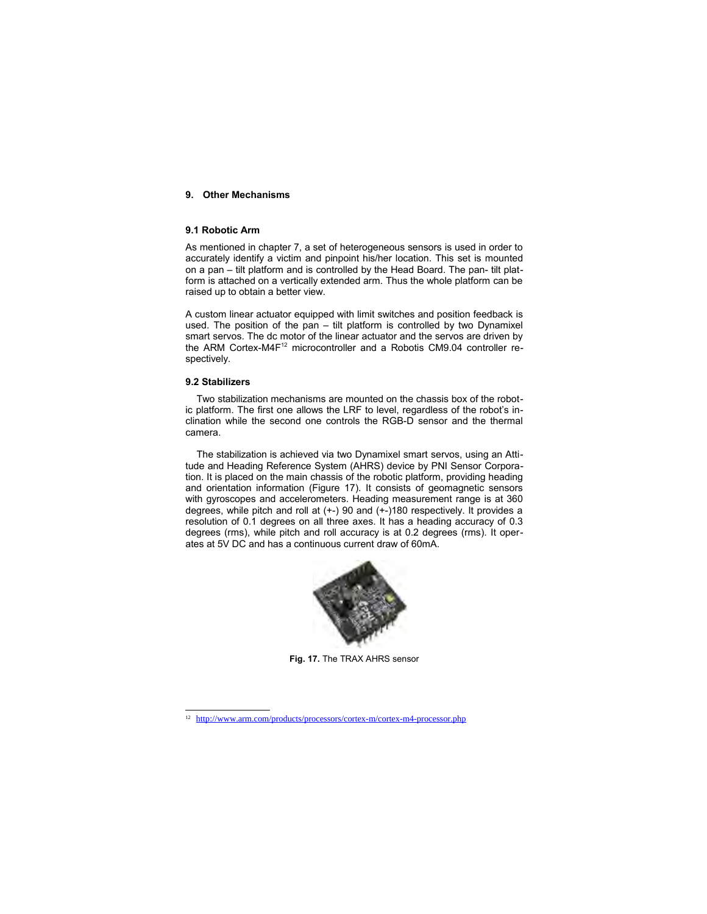## 9. Other Mechanisms

### 9.1 Robotic Arm

As mentioned in chapter 7, a set of heterogeneous sensors is used in order to accurately identify a victim and pinpoint his/her location. This set is mounted on a pan – tilt platform and is controlled by the Head Board. The pan- tilt platform is attached on a vertically extended arm. Thus the whole platform can be raised up to obtain a better view.

A custom linear actuator equipped with limit switches and position feedback is used. The position of the pan – tilt platform is controlled by two Dynamixel smart servos. The dc motor of the linear actuator and the servos are driven by the ARM Cortex-M4F[12] microcontroller and a Robotis CM9.04 controller respectively.

### 9.2 Stabilizers

Two stabilization mechanisms are mounted on the chassis box of the robotic platform. The first one allows the LRF to level, regardless of the robot's inclination while the second one controls the RGB-D sensor and the thermal camera.

The stabilization is achieved via two Dynamixel smart servos, using an Attitude and Heading Reference System (AHRS) device by PNI Sensor Corporation. It is placed on the main chassis of the robotic platform, providing heading and orientation information (Figure 17). It consists of geomagnetic sensors with gyroscopes and accelerometers. Heading measurement range is at 360 degrees, while pitch and roll at (+-) 90 and (+-)180 respectively. It provides a resolution of 0.1 degrees on all three axes. It has a heading accuracy of 0.3 degrees (rms), while pitch and roll accuracy is at 0.2 degrees (rms). It operates at 5V DC and has a continuous current draw of 60mA.

**Fig. 17.** The TRAX AHRS sensor

[12] http://www.arm.com/products/processors/cortex-m/cortex-m4-processor.php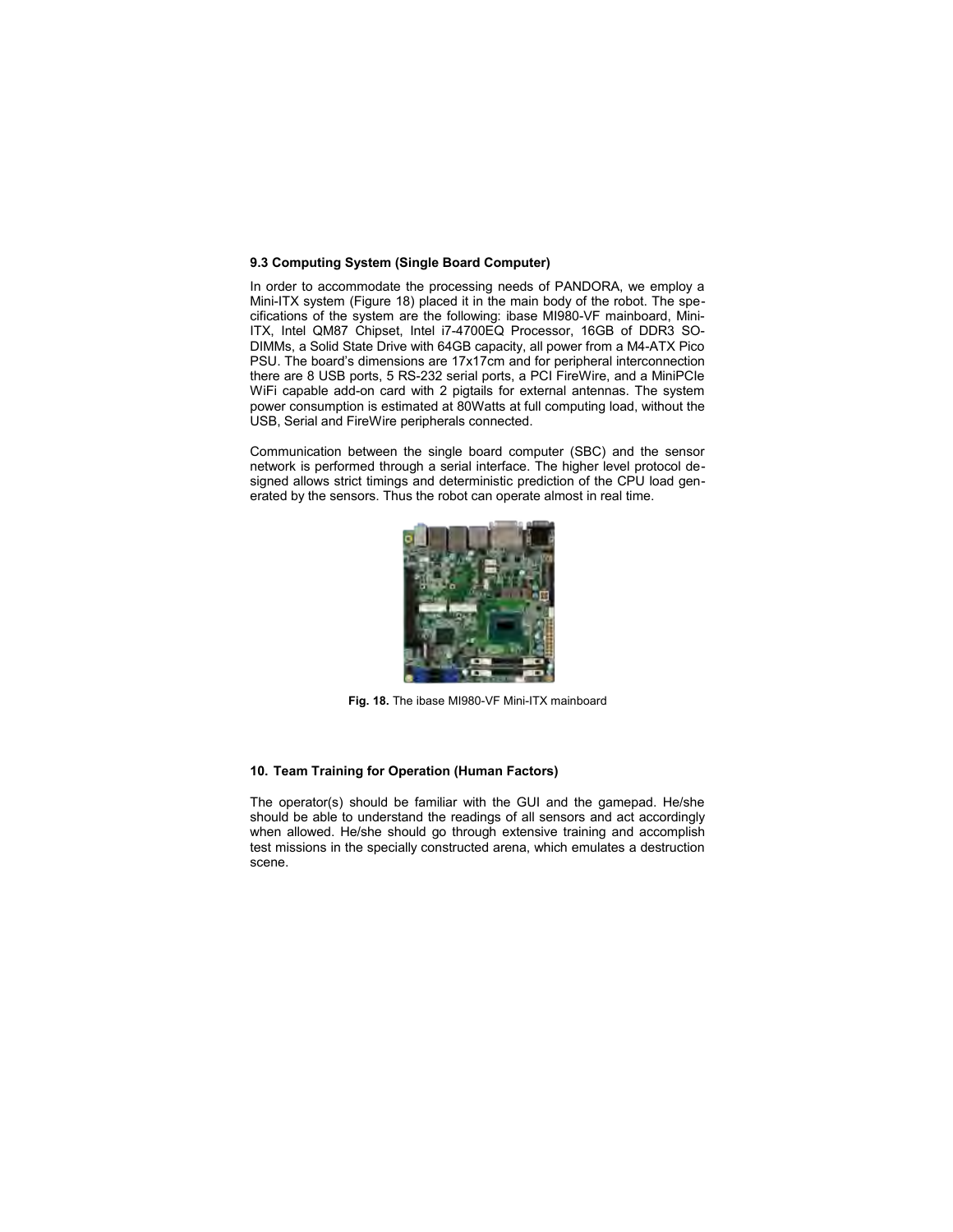### 9.3 Computing System (Single Board Computer)

In order to accommodate the processing needs of PANDORA, we employ a Mini-ITX system (Figure 18) placed it in the main body of the robot. The specifications of the system are the following: ibase MI980-VF mainboard, Mini-ITX, Intel QM87 Chipset, Intel i7-4700EQ Processor, 16GB of DDR3 SO-DIMMs, a Solid State Drive with 64GB capacity, all power from a M4-ATX Pico PSU. The board's dimensions are 17x17cm and for peripheral interconnection there are 8 USB ports, 5 RS-232 serial ports, a PCI FireWire, and a MiniPCIe WiFi capable add-on card with 2 pigtails for external antennas. The system power consumption is estimated at 80Watts at full computing load, without the USB, Serial and FireWire peripherals connected.

Communication between the single board computer (SBC) and the sensor network is performed through a serial interface. The higher level protocol designed allows strict timings and deterministic prediction of the CPU load generated by the sensors. Thus the robot can operate almost in real time.

**Fig. 18.** The ibase MI980-VF Mini-ITX mainboard

## 10. Team Training for Operation (Human Factors)

The operator(s) should be familiar with the GUI and the gamepad. He/she should be able to understand the readings of all sensors and act accordingly when allowed. He/she should go through extensive training and accomplish test missions in the specially constructed arena, which emulates a destruction scene.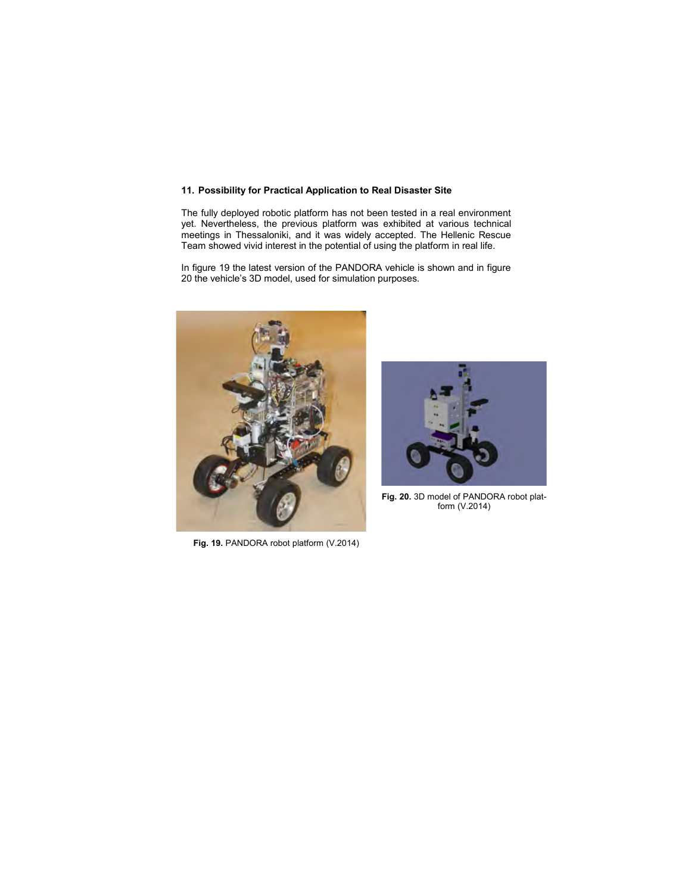## 11. Possibility for Practical Application to Real Disaster Site

The fully deployed robotic platform has not been tested in a real environment yet. Nevertheless, the previous platform was exhibited at various technical meetings in Thessaloniki, and it was widely accepted. The Hellenic Rescue Team showed vivid interest in the potential of using the platform in real life.

In figure 19 the latest version of the PANDORA vehicle is shown and in figure 20 the vehicle's 3D model, used for simulation purposes.

**Fig. 19.** PANDORA robot platform (V.2014)

**Fig. 20.** 3D model of PANDORA robot platform (V.2014)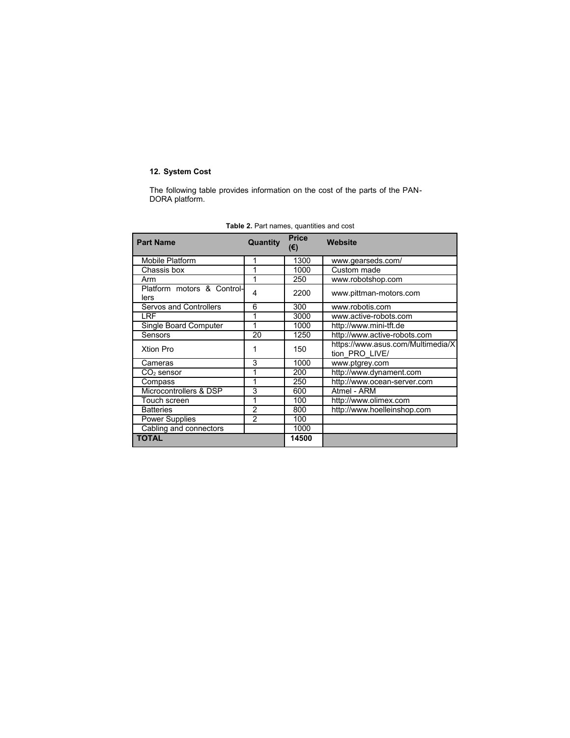## 12. System Cost

The following table provides information on the cost of the parts of the PANDORA platform.

**Table 2.** Part names, quantities and cost

| Part Name | Quantity | Price (€) | Website |
|---|---|---|---|
| Mobile Platform | 1 | 1300 | www.gearseds.com/ |
| Chassis box | 1 | 1000 | Custom made |
| Arm | 1 | 250 | www.robotshop.com |
| Platform motors & Controllers | 4 | 2200 | www.pittman-motors.com |
| Servos and Controllers | 6 | 300 | www.robotis.com |
| LRF | 1 | 3000 | www.active-robots.com |
| Single Board Computer | 1 | 1000 | http://www.mini-tft.de |
| Sensors | 20 | 1250 | http://www.active-robots.com |
| Xtion Pro | 1 | 150 | https://www.asus.com/Multimedia/Xtion_PRO_LIVE/ |
| Cameras | 3 | 1000 | www.ptgrey.com |
| $CO_2$ sensor | 1 | 200 | http://www.dynament.com |
| Compass | 1 | 250 | http://www.ocean-server.com |
| Microcontrollers & DSP | 3 | 600 | Atmel - ARM |
| Touch screen | 1 | 100 | http://www.olimex.com |
| Batteries | 2 | 800 | http://www.hoelleinshop.com |
| Power Supplies | 2 | 100 | |
| Cabling and connectors | | 1000 | |
| **TOTAL** | | **14500** | |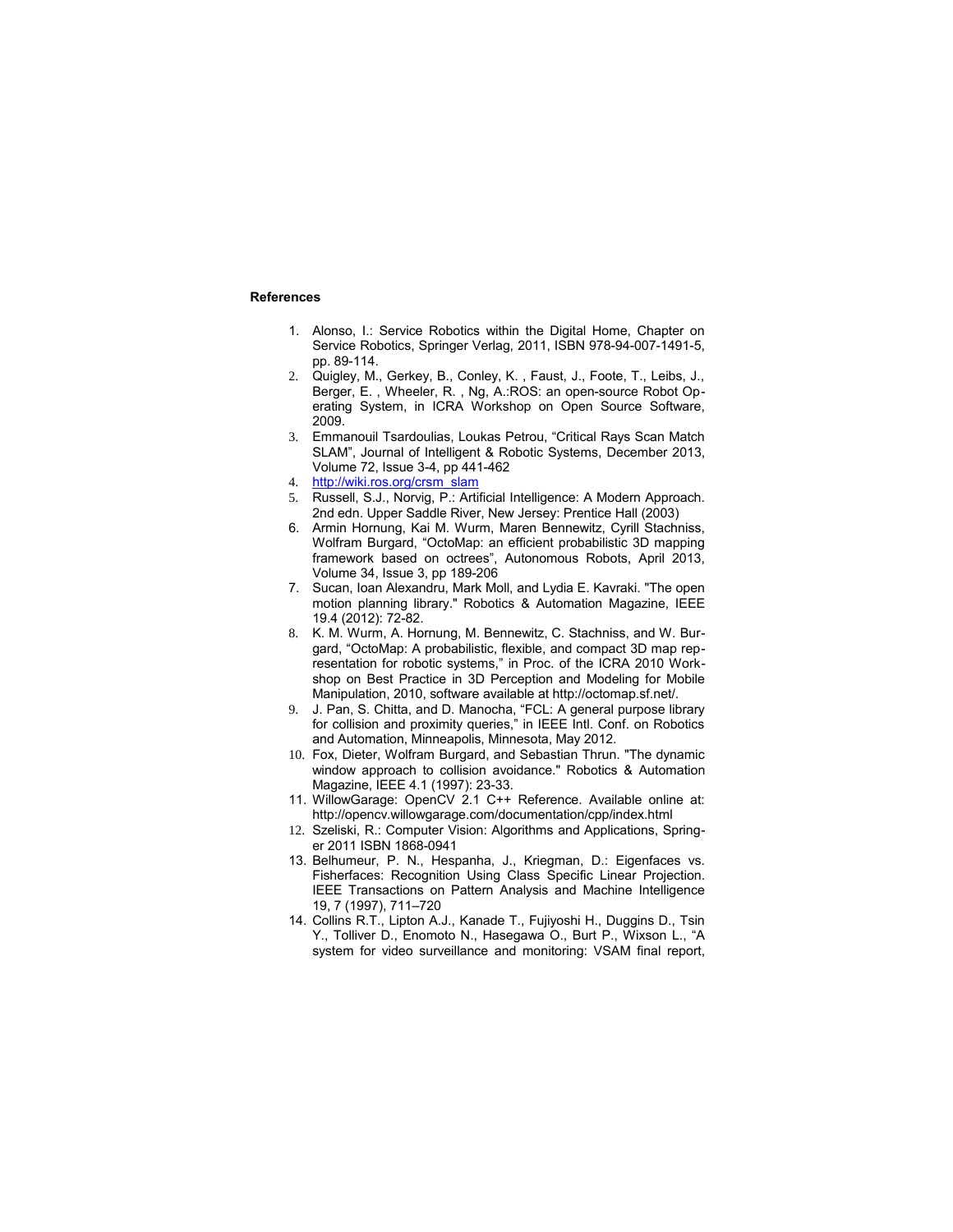**References**

1. Alonso, I.: Service Robotics within the Digital Home, Chapter on Service Robotics, Springer Verlag, 2011, ISBN 978-94-007-1491-5, pp. 89-114.
2. Quigley, M., Gerkey, B., Conley, K. , Faust, J., Foote, T., Leibs, J., Berger, E. , Wheeler, R. , Ng, A.:ROS: an open-source Robot Operating System, in ICRA Workshop on Open Source Software, 2009.
3. Emmanouil Tsardoulias, Loukas Petrou, "Critical Rays Scan Match SLAM", Journal of Intelligent & Robotic Systems, December 2013, Volume 72, Issue 3-4, pp 441-462
4. http://wiki.ros.org/crsm_slam
5. Russell, S.J., Norvig, P.: Artificial Intelligence: A Modern Approach. 2nd edn. Upper Saddle River, New Jersey: Prentice Hall (2003)
6. Armin Hornung, Kai M. Wurm, Maren Bennewitz, Cyrill Stachniss, Wolfram Burgard, "OctoMap: an efficient probabilistic 3D mapping framework based on octrees", Autonomous Robots, April 2013, Volume 34, Issue 3, pp 189-206
7. Sucan, Ioan Alexandru, Mark Moll, and Lydia E. Kavraki. "The open motion planning library." Robotics & Automation Magazine, IEEE 19.4 (2012): 72-82.
8. K. M. Wurm, A. Hornung, M. Bennewitz, C. Stachniss, and W. Burgard, "OctoMap: A probabilistic, flexible, and compact 3D map representation for robotic systems," in Proc. of the ICRA 2010 Workshop on Best Practice in 3D Perception and Modeling for Mobile Manipulation, 2010, software available at http://octomap.sf.net/.
9. J. Pan, S. Chitta, and D. Manocha, "FCL: A general purpose library for collision and proximity queries," in IEEE Intl. Conf. on Robotics and Automation, Minneapolis, Minnesota, May 2012.
10. Fox, Dieter, Wolfram Burgard, and Sebastian Thrun. "The dynamic window approach to collision avoidance." Robotics & Automation Magazine, IEEE 4.1 (1997): 23-33.
11. WillowGarage: OpenCV 2.1 C++ Reference. Available online at: http://opencv.willowgarage.com/documentation/cpp/index.html
12. Szeliski, R.: Computer Vision: Algorithms and Applications, Springer 2011 ISBN 1868-0941
13. Belhumeur, P. N., Hespanha, J., Kriegman, D.: Eigenfaces vs. Fisherfaces: Recognition Using Class Specific Linear Projection. IEEE Transactions on Pattern Analysis and Machine Intelligence 19, 7 (1997), 711–720
14. Collins R.T., Lipton A.J., Kanade T., Fujiyoshi H., Duggins D., Tsin Y., Tolliver D., Enomoto N., Hasegawa O., Burt P., Wixson L., "A system for video surveillance and monitoring: VSAM final report,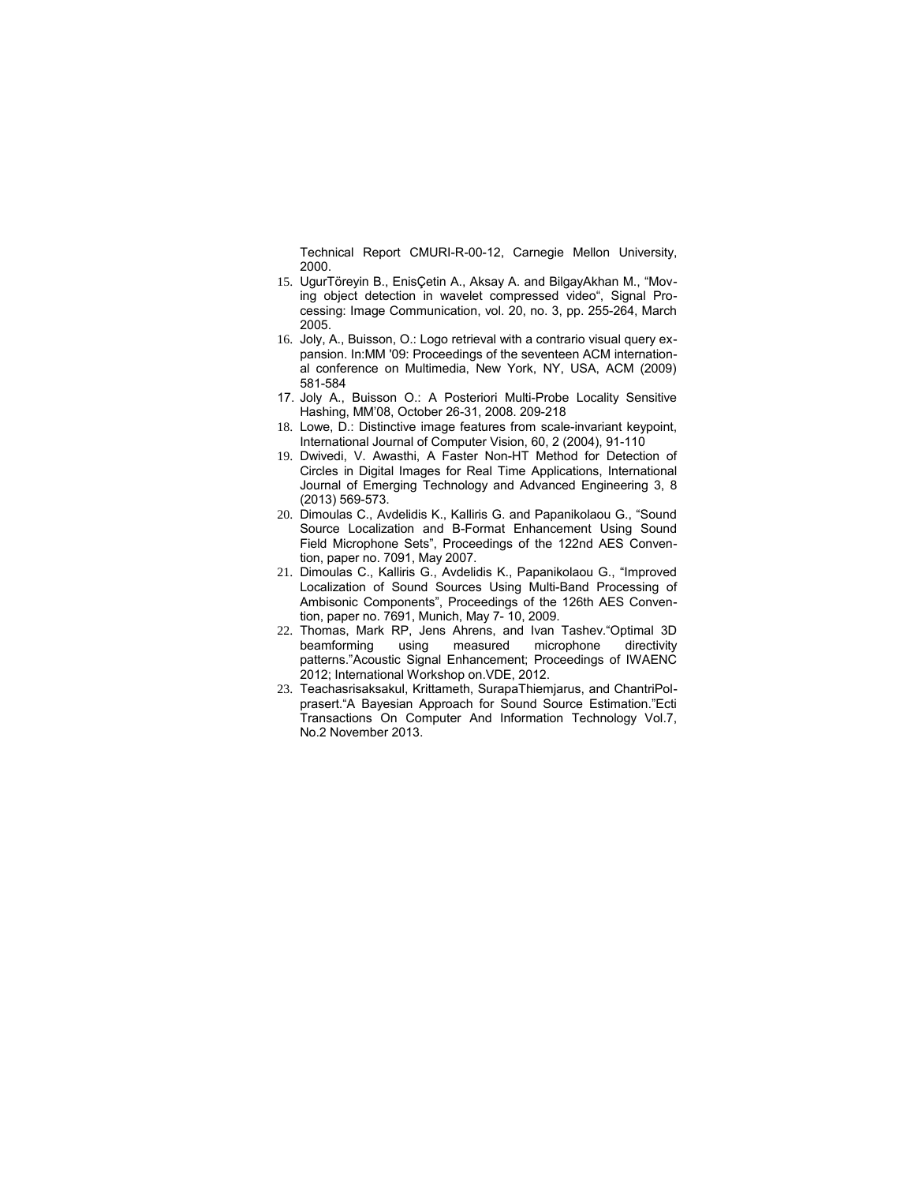Technical Report CMURI-R-00-12, Carnegie Mellon University, 2000.

15. UgurTöreyin B., EnisÇetin A., Aksay A. and BilgayAkhan M., "Moving object detection in wavelet compressed video", Signal Processing: Image Communication, vol. 20, no. 3, pp. 255-264, March 2005.
16. Joly, A., Buisson, O.: Logo retrieval with a contrario visual query expansion. In:MM '09: Proceedings of the seventeen ACM international conference on Multimedia, New York, NY, USA, ACM (2009) 581-584
17. Joly A., Buisson O.: A Posteriori Multi-Probe Locality Sensitive Hashing, MM'08, October 26-31, 2008. 209-218
18. Lowe, D.: Distinctive image features from scale-invariant keypoint, International Journal of Computer Vision, 60, 2 (2004), 91-110
19. Dwivedi, V. Awasthi, A Faster Non-HT Method for Detection of Circles in Digital Images for Real Time Applications, International Journal of Emerging Technology and Advanced Engineering 3, 8 (2013) 569-573.
20. Dimoulas C., Avdelidis K., Kalliris G. and Papanikolaou G., "Sound Source Localization and B-Format Enhancement Using Sound Field Microphone Sets", Proceedings of the 122nd AES Convention, paper no. 7091, May 2007.
21. Dimoulas C., Kalliris G., Avdelidis K., Papanikolaou G., "Improved Localization of Sound Sources Using Multi-Band Processing of Ambisonic Components", Proceedings of the 126th AES Convention, paper no. 7691, Munich, May 7- 10, 2009.
22. Thomas, Mark RP, Jens Ahrens, and Ivan Tashev."Optimal 3D beamforming using measured microphone directivity patterns."Acoustic Signal Enhancement; Proceedings of IWAENC 2012; International Workshop on.VDE, 2012.
23. Teachasrisaksakul, Krittameth, SurapaThiemjarus, and ChantriPolprasert."A Bayesian Approach for Sound Source Estimation."Ecti Transactions On Computer And Information Technology Vol.7, No.2 November 2013.